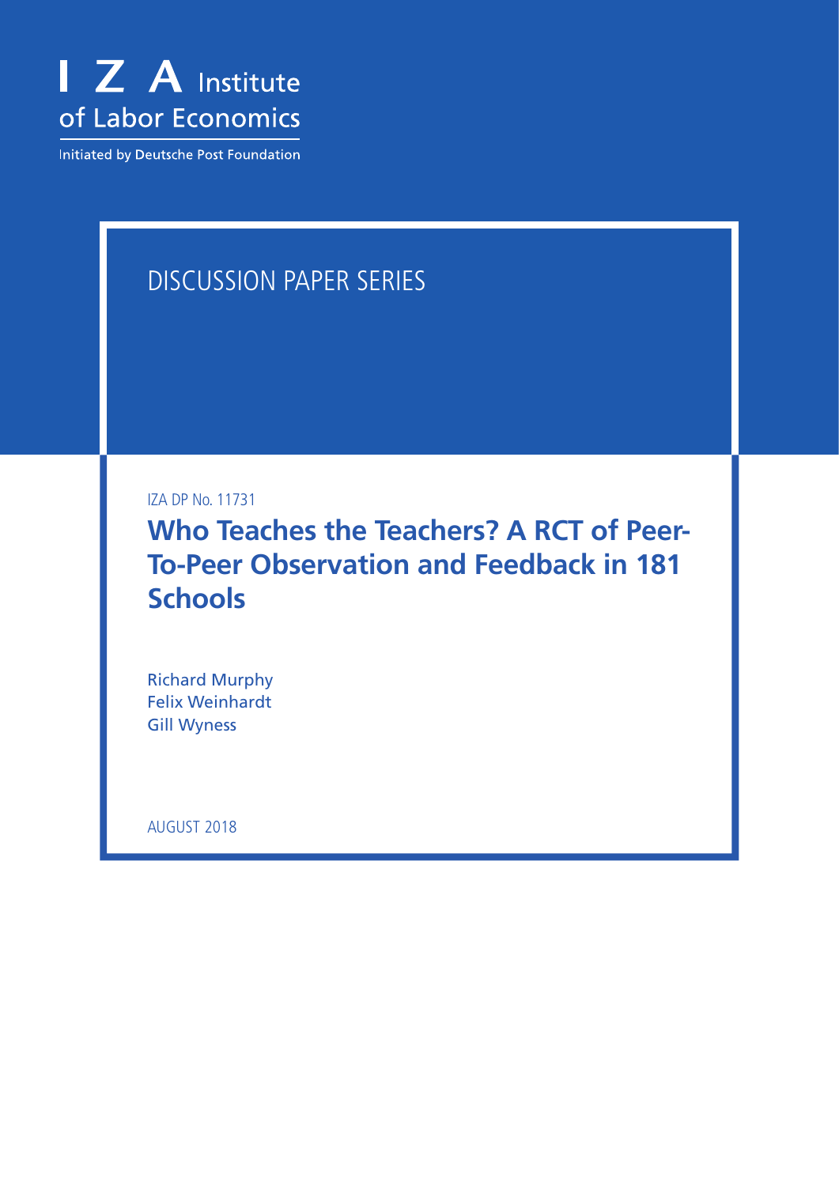I Z A Institute of Labor Economics

Initiated by Deutsche Post Foundation

DISCUSSION PAPER SERIES

IZA DP No. 11731

# Who Teaches the Teachers? A RCT of Peer-To-Peer Observation and Feedback in 181 Schools

Richard Murphy
Felix Weinhardt
Gill Wyness

AUGUST 2018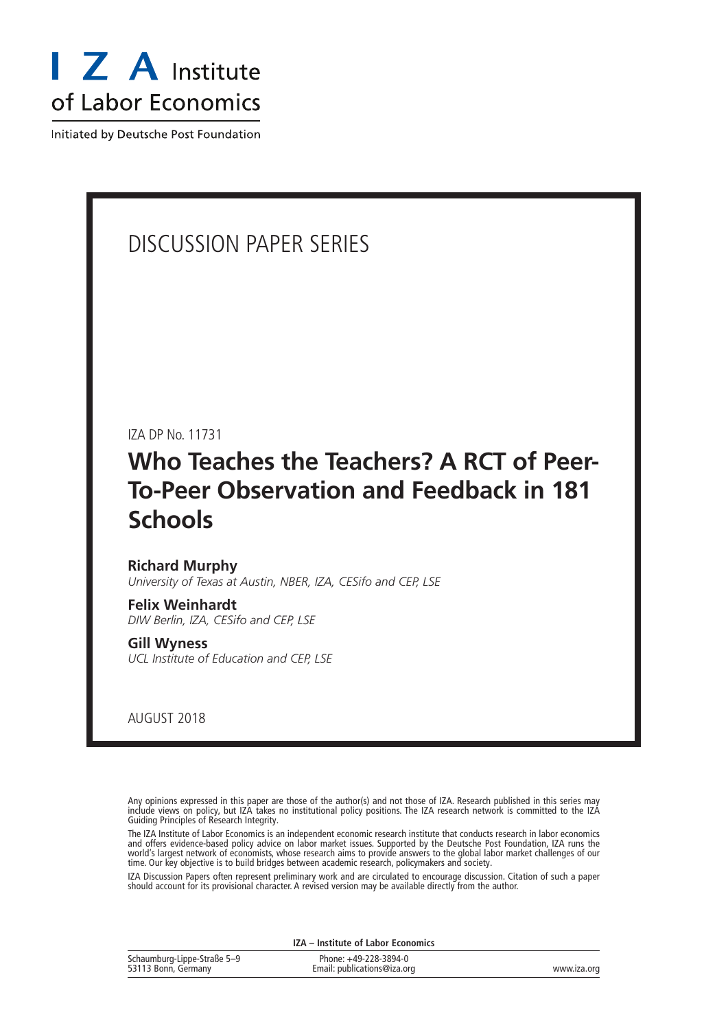I Z A Institute of Labor Economics

Initiated by Deutsche Post Foundation

# DISCUSSION PAPER SERIES

IZA DP No. 11731

## Who Teaches the Teachers? A RCT of Peer-To-Peer Observation and Feedback in 181 Schools

**Richard Murphy**
*University of Texas at Austin, NBER, IZA, CESifo and CEP, LSE*

**Felix Weinhardt**
*DIW Berlin, IZA, CESifo and CEP, LSE*

**Gill Wyness**
*UCL Institute of Education and CEP, LSE*

AUGUST 2018

Any opinions expressed in this paper are those of the author(s) and not those of IZA. Research published in this series may include views on policy, but IZA takes no institutional policy positions. The IZA research network is committed to the IZA Guiding Principles of Research Integrity.

The IZA Institute of Labor Economics is an independent economic research institute that conducts research in labor economics and offers evidence-based policy advice on labor market issues. Supported by the Deutsche Post Foundation, IZA runs the world's largest network of economists, whose research aims to provide answers to the global labor market challenges of our time. Our key objective is to build bridges between academic research, policymakers and society.

IZA Discussion Papers often represent preliminary work and are circulated to encourage discussion. Citation of such a paper should account for its provisional character. A revised version may be available directly from the author.

**IZA – Institute of Labor Economics**

Schaumburg-Lippe-Straße 5–9
53113 Bonn, Germany

Phone: +49-228-3894-0
Email: publications@iza.org

www.iza.org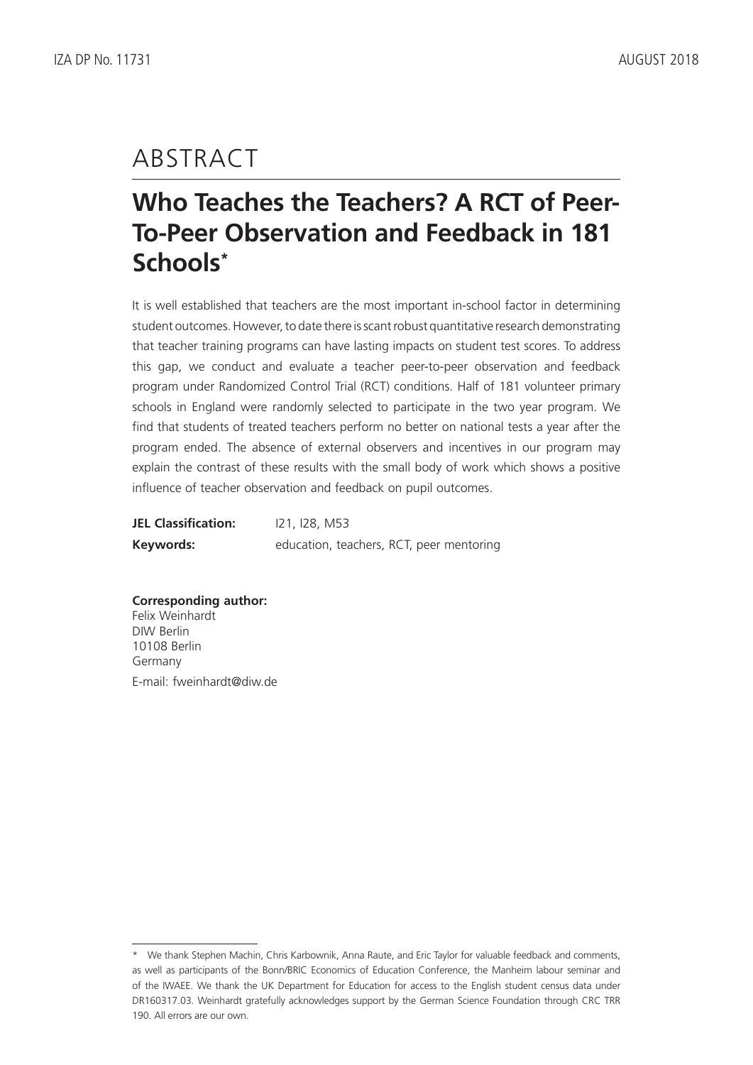# ABSTRACT

## Who Teaches the Teachers? A RCT of Peer-To-Peer Observation and Feedback in 181 Schools*

It is well established that teachers are the most important in-school factor in determining student outcomes. However, to date there is scant robust quantitative research demonstrating that teacher training programs can have lasting impacts on student test scores. To address this gap, we conduct and evaluate a teacher peer-to-peer observation and feedback program under Randomized Control Trial (RCT) conditions. Half of 181 volunteer primary schools in England were randomly selected to participate in the two year program. We find that students of treated teachers perform no better on national tests a year after the program ended. The absence of external observers and incentives in our program may explain the contrast of these results with the small body of work which shows a positive influence of teacher observation and feedback on pupil outcomes.

**JEL Classification:** I21, I28, M53

**Keywords:** education, teachers, RCT, peer mentoring

**Corresponding author:**
Felix Weinhardt
DIW Berlin
10108 Berlin
Germany
E-mail: fweinhardt@diw.de

---

* We thank Stephen Machin, Chris Karbownik, Anna Raute, and Eric Taylor for valuable feedback and comments, as well as participants of the Bonn/BRIC Economics of Education Conference, the Manheim labour seminar and of the IWAEE. We thank the UK Department for Education for access to the English student census data under DR160317.03. Weinhardt gratefully acknowledges support by the German Science Foundation through CRC TRR 190. All errors are our own.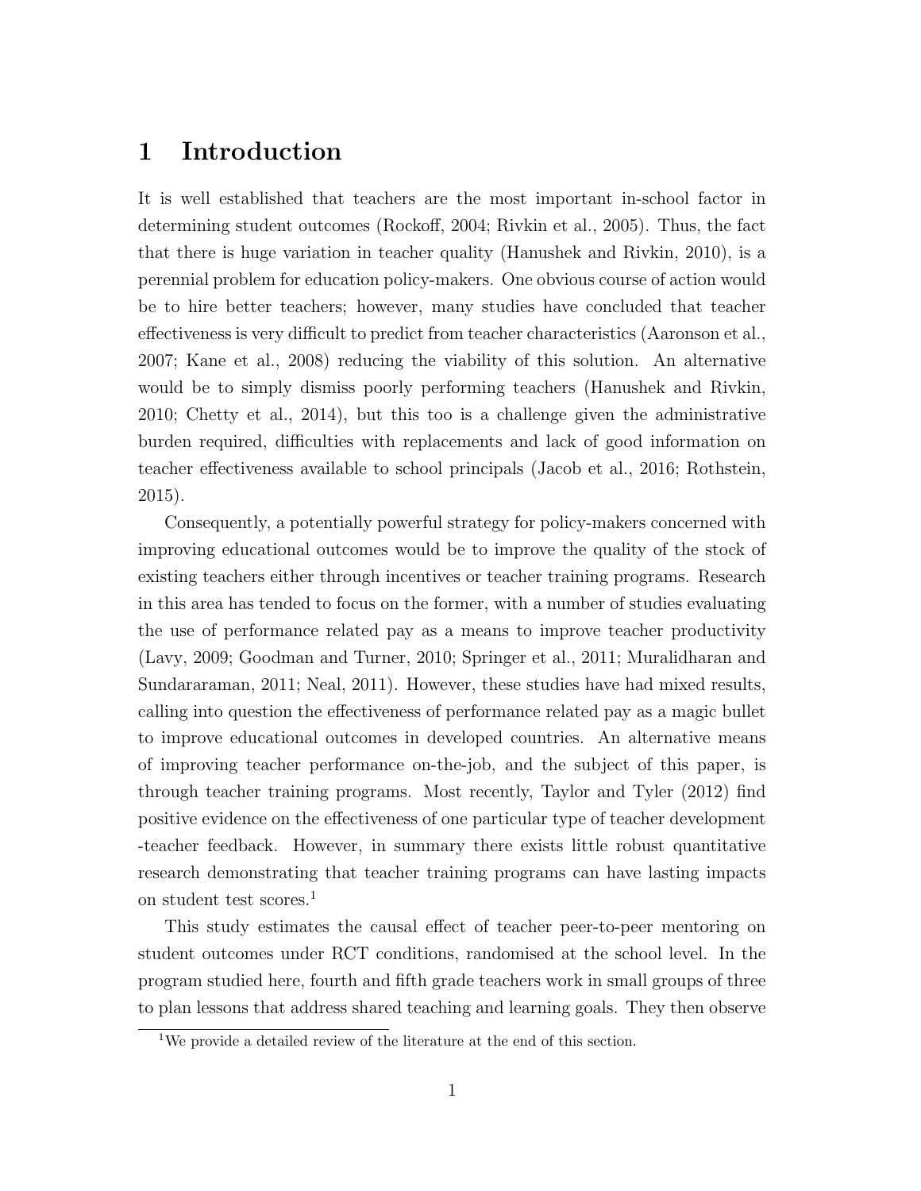# 1 Introduction

It is well established that teachers are the most important in-school factor in determining student outcomes (Rockoff, 2004; Rivkin et al., 2005). Thus, the fact that there is huge variation in teacher quality (Hanushek and Rivkin, 2010), is a perennial problem for education policy-makers. One obvious course of action would be to hire better teachers; however, many studies have concluded that teacher effectiveness is very difficult to predict from teacher characteristics (Aaronson et al., 2007; Kane et al., 2008) reducing the viability of this solution. An alternative would be to simply dismiss poorly performing teachers (Hanushek and Rivkin, 2010; Chetty et al., 2014), but this too is a challenge given the administrative burden required, difficulties with replacements and lack of good information on teacher effectiveness available to school principals (Jacob et al., 2016; Rothstein, 2015).

Consequently, a potentially powerful strategy for policy-makers concerned with improving educational outcomes would be to improve the quality of the stock of existing teachers either through incentives or teacher training programs. Research in this area has tended to focus on the former, with a number of studies evaluating the use of performance related pay as a means to improve teacher productivity (Lavy, 2009; Goodman and Turner, 2010; Springer et al., 2011; Muralidharan and Sundararaman, 2011; Neal, 2011). However, these studies have had mixed results, calling into question the effectiveness of performance related pay as a magic bullet to improve educational outcomes in developed countries. An alternative means of improving teacher performance on-the-job, and the subject of this paper, is through teacher training programs. Most recently, Taylor and Tyler (2012) find positive evidence on the effectiveness of one particular type of teacher development -teacher feedback. However, in summary there exists little robust quantitative research demonstrating that teacher training programs can have lasting impacts on student test scores.[1]

This study estimates the causal effect of teacher peer-to-peer mentoring on student outcomes under RCT conditions, randomised at the school level. In the program studied here, fourth and fifth grade teachers work in small groups of three to plan lessons that address shared teaching and learning goals. They then observe

[1] We provide a detailed review of the literature at the end of this section.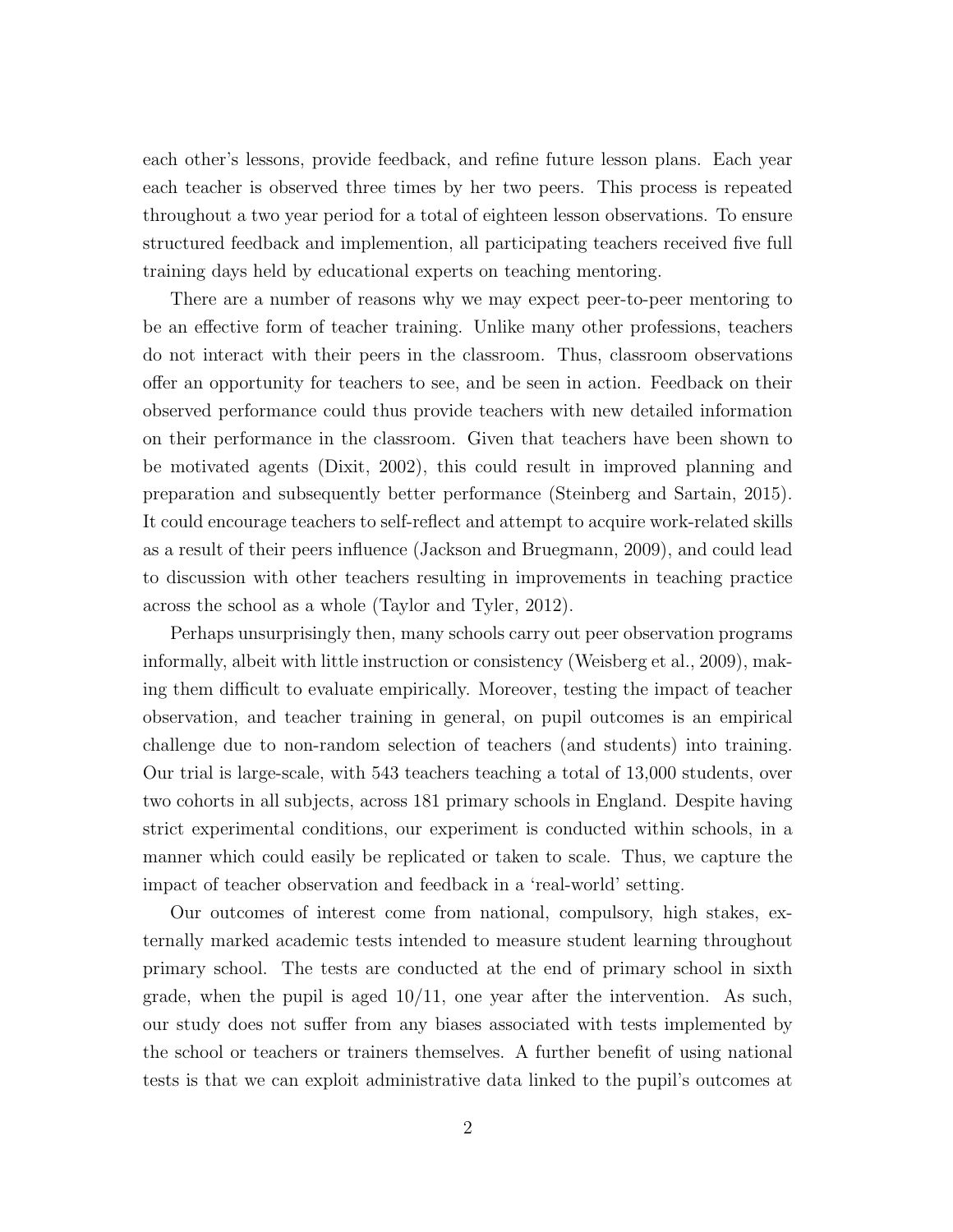each other's lessons, provide feedback, and refine future lesson plans. Each year each teacher is observed three times by her two peers. This process is repeated throughout a two year period for a total of eighteen lesson observations. To ensure structured feedback and implemention, all participating teachers received five full training days held by educational experts on teaching mentoring.

There are a number of reasons why we may expect peer-to-peer mentoring to be an effective form of teacher training. Unlike many other professions, teachers do not interact with their peers in the classroom. Thus, classroom observations offer an opportunity for teachers to see, and be seen in action. Feedback on their observed performance could thus provide teachers with new detailed information on their performance in the classroom. Given that teachers have been shown to be motivated agents (Dixit, 2002), this could result in improved planning and preparation and subsequently better performance (Steinberg and Sartain, 2015). It could encourage teachers to self-reflect and attempt to acquire work-related skills as a result of their peers influence (Jackson and Bruegmann, 2009), and could lead to discussion with other teachers resulting in improvements in teaching practice across the school as a whole (Taylor and Tyler, 2012).

Perhaps unsurprisingly then, many schools carry out peer observation programs informally, albeit with little instruction or consistency (Weisberg et al., 2009), making them difficult to evaluate empirically. Moreover, testing the impact of teacher observation, and teacher training in general, on pupil outcomes is an empirical challenge due to non-random selection of teachers (and students) into training. Our trial is large-scale, with 543 teachers teaching a total of 13,000 students, over two cohorts in all subjects, across 181 primary schools in England. Despite having strict experimental conditions, our experiment is conducted within schools, in a manner which could easily be replicated or taken to scale. Thus, we capture the impact of teacher observation and feedback in a 'real-world' setting.

Our outcomes of interest come from national, compulsory, high stakes, externally marked academic tests intended to measure student learning throughout primary school. The tests are conducted at the end of primary school in sixth grade, when the pupil is aged 10/11, one year after the intervention. As such, our study does not suffer from any biases associated with tests implemented by the school or teachers or trainers themselves. A further benefit of using national tests is that we can exploit administrative data linked to the pupil's outcomes at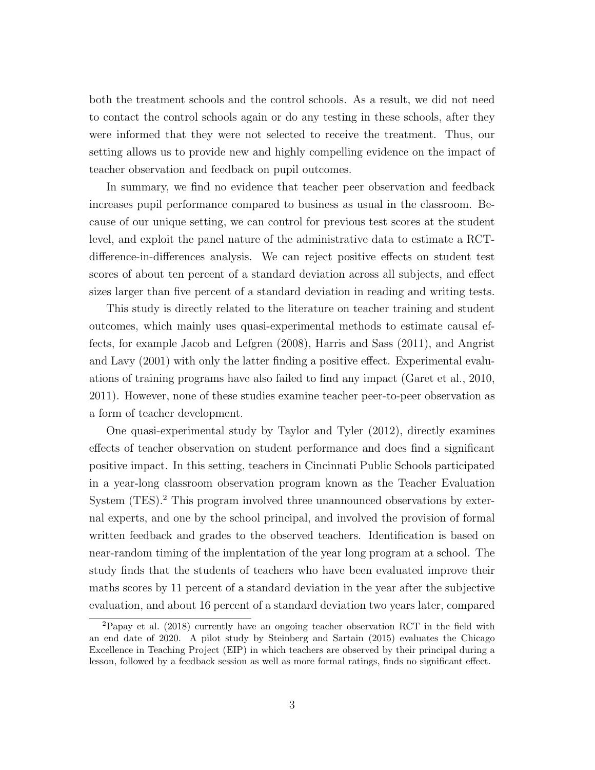both the treatment schools and the control schools. As a result, we did not need to contact the control schools again or do any testing in these schools, after they were informed that they were not selected to receive the treatment. Thus, our setting allows us to provide new and highly compelling evidence on the impact of teacher observation and feedback on pupil outcomes.

In summary, we find no evidence that teacher peer observation and feedback increases pupil performance compared to business as usual in the classroom. Because of our unique setting, we can control for previous test scores at the student level, and exploit the panel nature of the administrative data to estimate a RCT-difference-in-differences analysis. We can reject positive effects on student test scores of about ten percent of a standard deviation across all subjects, and effect sizes larger than five percent of a standard deviation in reading and writing tests.

This study is directly related to the literature on teacher training and student outcomes, which mainly uses quasi-experimental methods to estimate causal effects, for example Jacob and Lefgren (2008), Harris and Sass (2011), and Angrist and Lavy (2001) with only the latter finding a positive effect. Experimental evaluations of training programs have also failed to find any impact (Garet et al., 2010, 2011). However, none of these studies examine teacher peer-to-peer observation as a form of teacher development.

One quasi-experimental study by Taylor and Tyler (2012), directly examines effects of teacher observation on student performance and does find a significant positive impact. In this setting, teachers in Cincinnati Public Schools participated in a year-long classroom observation program known as the Teacher Evaluation System (TES).[2] This program involved three unannounced observations by external experts, and one by the school principal, and involved the provision of formal written feedback and grades to the observed teachers. Identification is based on near-random timing of the implentation of the year long program at a school. The study finds that the students of teachers who have been evaluated improve their maths scores by 11 percent of a standard deviation in the year after the subjective evaluation, and about 16 percent of a standard deviation two years later, compared

[2] Papay et al. (2018) currently have an ongoing teacher observation RCT in the field with an end date of 2020. A pilot study by Steinberg and Sartain (2015) evaluates the Chicago Excellence in Teaching Project (EIP) in which teachers are observed by their principal during a lesson, followed by a feedback session as well as more formal ratings, finds no significant effect.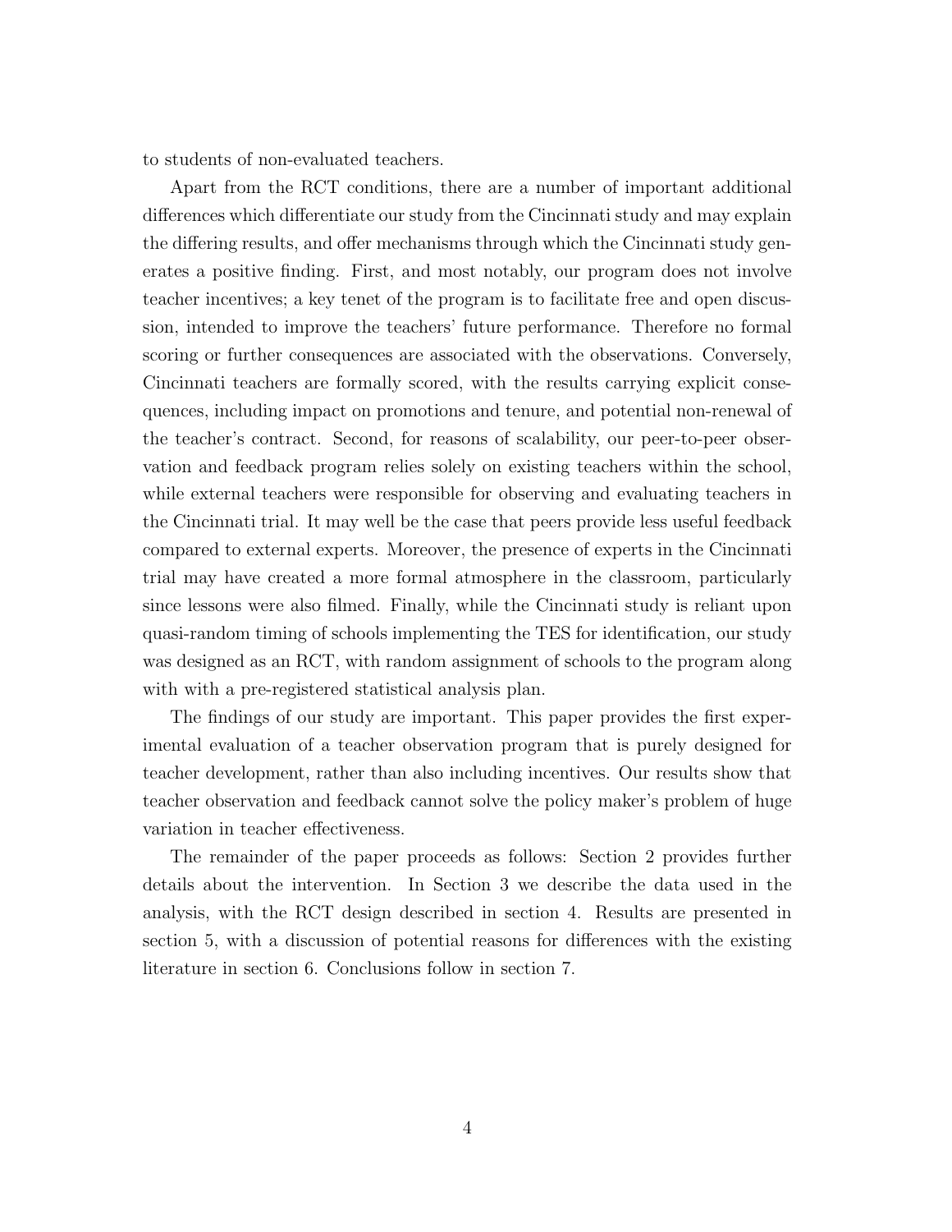to students of non-evaluated teachers.

Apart from the RCT conditions, there are a number of important additional differences which differentiate our study from the Cincinnati study and may explain the differing results, and offer mechanisms through which the Cincinnati study generates a positive finding. First, and most notably, our program does not involve teacher incentives; a key tenet of the program is to facilitate free and open discussion, intended to improve the teachers' future performance. Therefore no formal scoring or further consequences are associated with the observations. Conversely, Cincinnati teachers are formally scored, with the results carrying explicit consequences, including impact on promotions and tenure, and potential non-renewal of the teacher's contract. Second, for reasons of scalability, our peer-to-peer observation and feedback program relies solely on existing teachers within the school, while external teachers were responsible for observing and evaluating teachers in the Cincinnati trial. It may well be the case that peers provide less useful feedback compared to external experts. Moreover, the presence of experts in the Cincinnati trial may have created a more formal atmosphere in the classroom, particularly since lessons were also filmed. Finally, while the Cincinnati study is reliant upon quasi-random timing of schools implementing the TES for identification, our study was designed as an RCT, with random assignment of schools to the program along with with a pre-registered statistical analysis plan.

The findings of our study are important. This paper provides the first experimental evaluation of a teacher observation program that is purely designed for teacher development, rather than also including incentives. Our results show that teacher observation and feedback cannot solve the policy maker's problem of huge variation in teacher effectiveness.

The remainder of the paper proceeds as follows: Section 2 provides further details about the intervention. In Section 3 we describe the data used in the analysis, with the RCT design described in section 4. Results are presented in section 5, with a discussion of potential reasons for differences with the existing literature in section 6. Conclusions follow in section 7.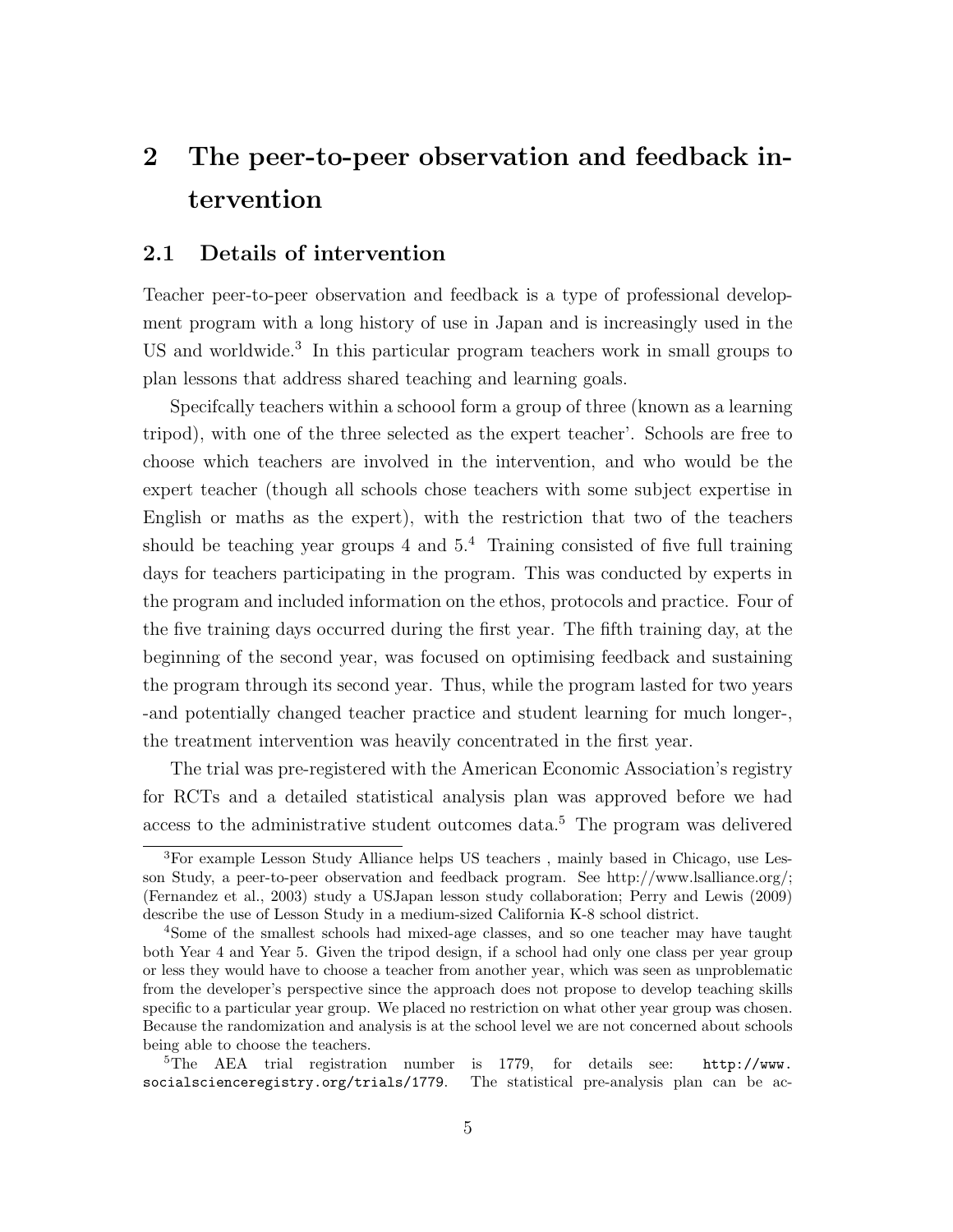## 2 The peer-to-peer observation and feedback intervention

### 2.1 Details of intervention

Teacher peer-to-peer observation and feedback is a type of professional development program with a long history of use in Japan and is increasingly used in the US and worldwide.[3] In this particular program teachers work in small groups to plan lessons that address shared teaching and learning goals.

Specifcally teachers within a schoool form a group of three (known as a learning tripod), with one of the three selected as the expert teacher'. Schools are free to choose which teachers are involved in the intervention, and who would be the expert teacher (though all schools chose teachers with some subject expertise in English or maths as the expert), with the restriction that two of the teachers should be teaching year groups 4 and 5.[4] Training consisted of five full training days for teachers participating in the program. This was conducted by experts in the program and included information on the ethos, protocols and practice. Four of the five training days occurred during the first year. The fifth training day, at the beginning of the second year, was focused on optimising feedback and sustaining the program through its second year. Thus, while the program lasted for two years -and potentially changed teacher practice and student learning for much longer-, the treatment intervention was heavily concentrated in the first year.

The trial was pre-registered with the American Economic Association's registry for RCTs and a detailed statistical analysis plan was approved before we had access to the administrative student outcomes data.[5] The program was delivered

[3]For example Lesson Study Alliance helps US teachers , mainly based in Chicago, use Lesson Study, a peer-to-peer observation and feedback program. See http://www.lsalliance.org/; (Fernandez et al., 2003) study a USJapan lesson study collaboration; Perry and Lewis (2009) describe the use of Lesson Study in a medium-sized California K-8 school district.

[4]Some of the smallest schools had mixed-age classes, and so one teacher may have taught both Year 4 and Year 5. Given the tripod design, if a school had only one class per year group or less they would have to choose a teacher from another year, which was seen as unproblematic from the developer's perspective since the approach does not propose to develop teaching skills specific to a particular year group. We placed no restriction on what other year group was chosen. Because the randomization and analysis is at the school level we are not concerned about schools being able to choose the teachers.

[5]The AEA trial registration number is 1779, for details see: http://www.socialscienceregistry.org/trials/1779. The statistical pre-analysis plan can be ac-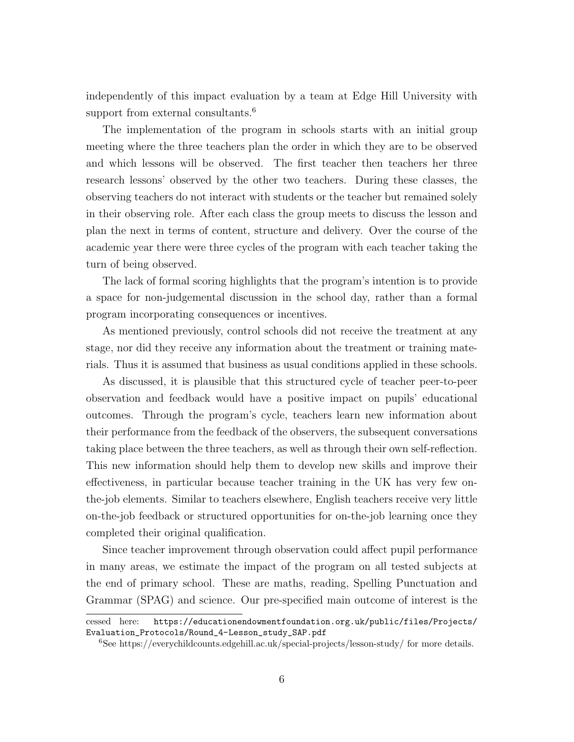independently of this impact evaluation by a team at Edge Hill University with support from external consultants.[6]

The implementation of the program in schools starts with an initial group meeting where the three teachers plan the order in which they are to be observed and which lessons will be observed. The first teacher then teachers her three research lessons' observed by the other two teachers. During these classes, the observing teachers do not interact with students or the teacher but remained solely in their observing role. After each class the group meets to discuss the lesson and plan the next in terms of content, structure and delivery. Over the course of the academic year there were three cycles of the program with each teacher taking the turn of being observed.

The lack of formal scoring highlights that the program's intention is to provide a space for non-judgemental discussion in the school day, rather than a formal program incorporating consequences or incentives.

As mentioned previously, control schools did not receive the treatment at any stage, nor did they receive any information about the treatment or training materials. Thus it is assumed that business as usual conditions applied in these schools.

As discussed, it is plausible that this structured cycle of teacher peer-to-peer observation and feedback would have a positive impact on pupils' educational outcomes. Through the program's cycle, teachers learn new information about their performance from the feedback of the observers, the subsequent conversations taking place between the three teachers, as well as through their own self-reflection. This new information should help them to develop new skills and improve their effectiveness, in particular because teacher training in the UK has very few on-the-job elements. Similar to teachers elsewhere, English teachers receive very little on-the-job feedback or structured opportunities for on-the-job learning once they completed their original qualification.

Since teacher improvement through observation could affect pupil performance in many areas, we estimate the impact of the program on all tested subjects at the end of primary school. These are maths, reading, Spelling Punctuation and Grammar (SPAG) and science. Our pre-specified main outcome of interest is the

---

cessed here: https://educationendowmentfoundation.org.uk/public/files/Projects/Evaluation_Protocols/Round_4-Lesson_study_SAP.pdf

[6] See https://everychildcounts.edgehill.ac.uk/special-projects/lesson-study/ for more details.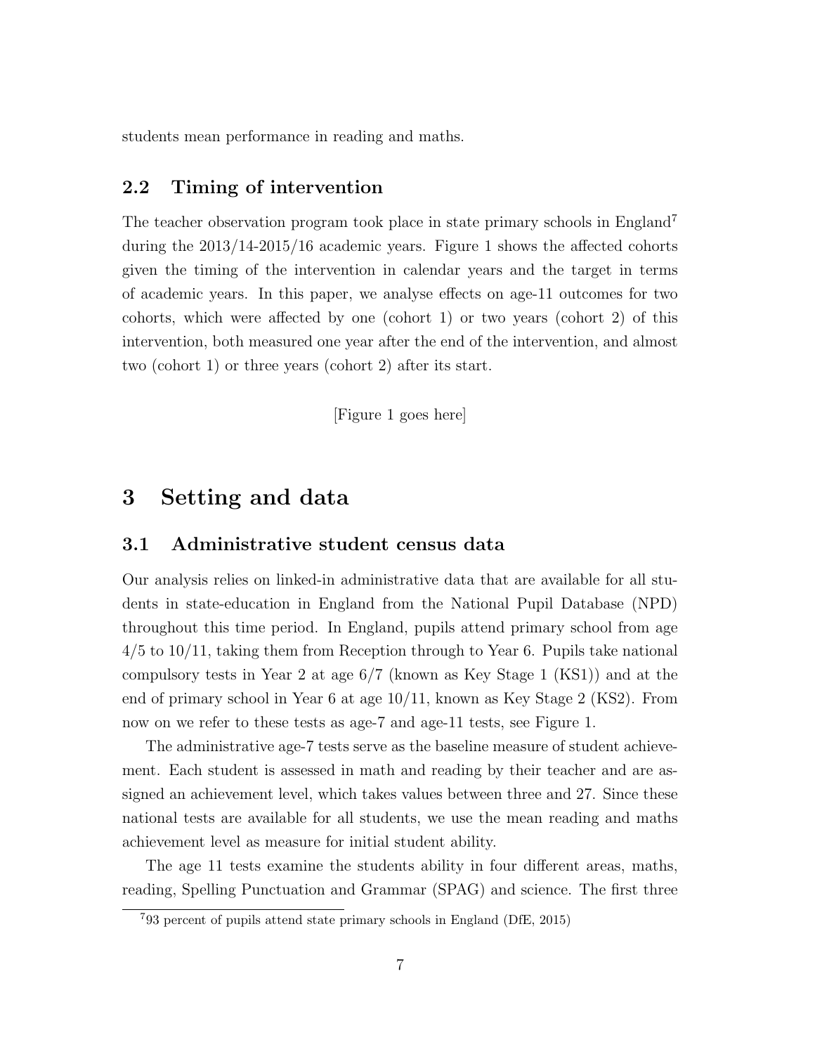students mean performance in reading and maths.

### 2.2 Timing of intervention

The teacher observation program took place in state primary schools in England[7] during the 2013/14-2015/16 academic years. Figure 1 shows the affected cohorts given the timing of the intervention in calendar years and the target in terms of academic years. In this paper, we analyse effects on age-11 outcomes for two cohorts, which were affected by one (cohort 1) or two years (cohort 2) of this intervention, both measured one year after the end of the intervention, and almost two (cohort 1) or three years (cohort 2) after its start.

[Figure 1 goes here]

## 3 Setting and data

### 3.1 Administrative student census data

Our analysis relies on linked-in administrative data that are available for all students in state-education in England from the National Pupil Database (NPD) throughout this time period. In England, pupils attend primary school from age 4/5 to 10/11, taking them from Reception through to Year 6. Pupils take national compulsory tests in Year 2 at age 6/7 (known as Key Stage 1 (KS1)) and at the end of primary school in Year 6 at age 10/11, known as Key Stage 2 (KS2). From now on we refer to these tests as age-7 and age-11 tests, see Figure 1.

The administrative age-7 tests serve as the baseline measure of student achievement. Each student is assessed in math and reading by their teacher and are assigned an achievement level, which takes values between three and 27. Since these national tests are available for all students, we use the mean reading and maths achievement level as measure for initial student ability.

The age 11 tests examine the students ability in four different areas, maths, reading, Spelling Punctuation and Grammar (SPAG) and science. The first three

[7] 93 percent of pupils attend state primary schools in England (DfE, 2015)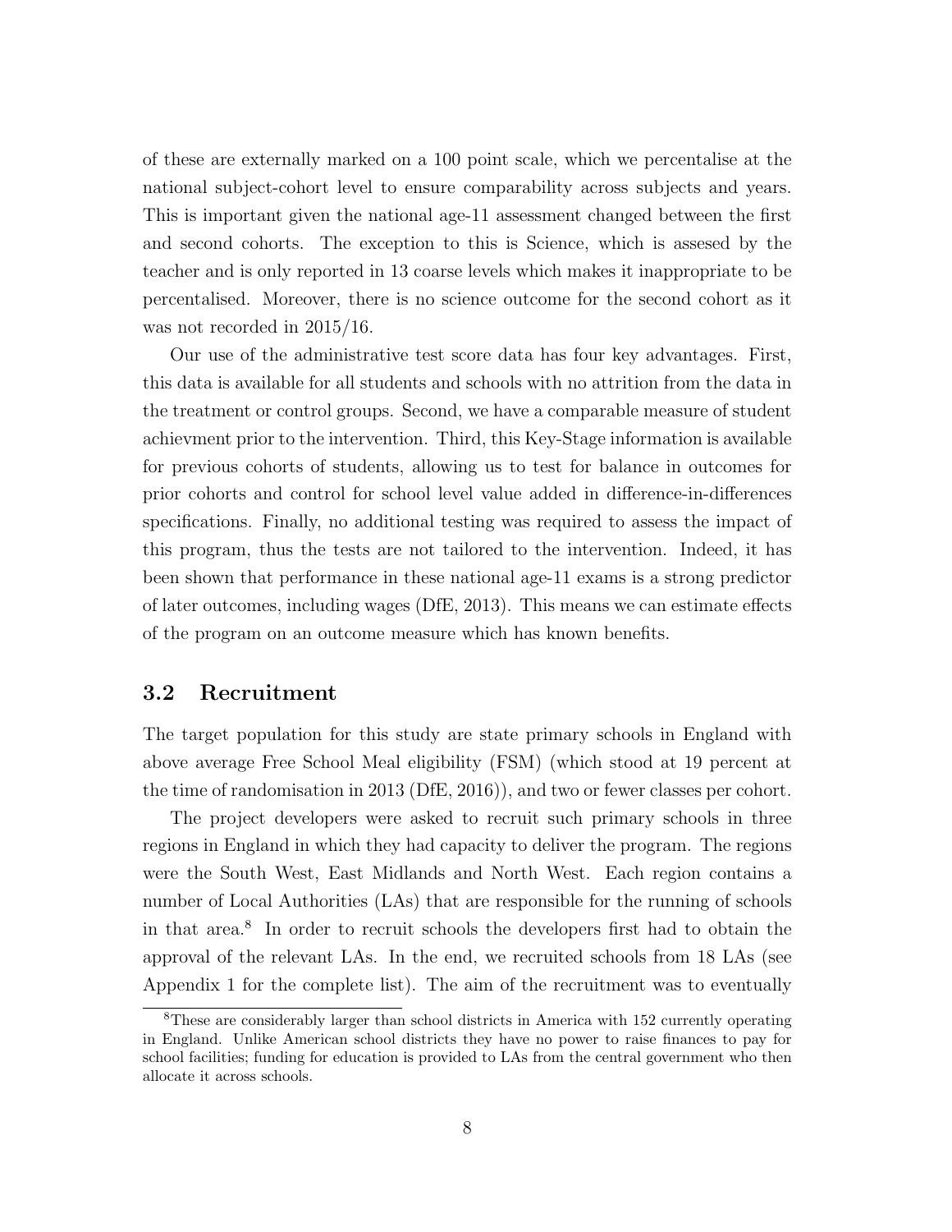of these are externally marked on a 100 point scale, which we percentalise at the national subject-cohort level to ensure comparability across subjects and years. This is important given the national age-11 assessment changed between the first and second cohorts. The exception to this is Science, which is assesed by the teacher and is only reported in 13 coarse levels which makes it inappropriate to be percentalised. Moreover, there is no science outcome for the second cohort as it was not recorded in 2015/16.

Our use of the administrative test score data has four key advantages. First, this data is available for all students and schools with no attrition from the data in the treatment or control groups. Second, we have a comparable measure of student achievment prior to the intervention. Third, this Key-Stage information is available for previous cohorts of students, allowing us to test for balance in outcomes for prior cohorts and control for school level value added in difference-in-differences specifications. Finally, no additional testing was required to assess the impact of this program, thus the tests are not tailored to the intervention. Indeed, it has been shown that performance in these national age-11 exams is a strong predictor of later outcomes, including wages (DfE, 2013). This means we can estimate effects of the program on an outcome measure which has known benefits.

## 3.2 Recruitment

The target population for this study are state primary schools in England with above average Free School Meal eligibility (FSM) (which stood at 19 percent at the time of randomisation in 2013 (DfE, 2016)), and two or fewer classes per cohort.

The project developers were asked to recruit such primary schools in three regions in England in which they had capacity to deliver the program. The regions were the South West, East Midlands and North West. Each region contains a number of Local Authorities (LAs) that are responsible for the running of schools in that area.[8] In order to recruit schools the developers first had to obtain the approval of the relevant LAs. In the end, we recruited schools from 18 LAs (see Appendix 1 for the complete list). The aim of the recruitment was to eventually

[8] These are considerably larger than school districts in America with 152 currently operating in England. Unlike American school districts they have no power to raise finances to pay for school facilities; funding for education is provided to LAs from the central government who then allocate it across schools.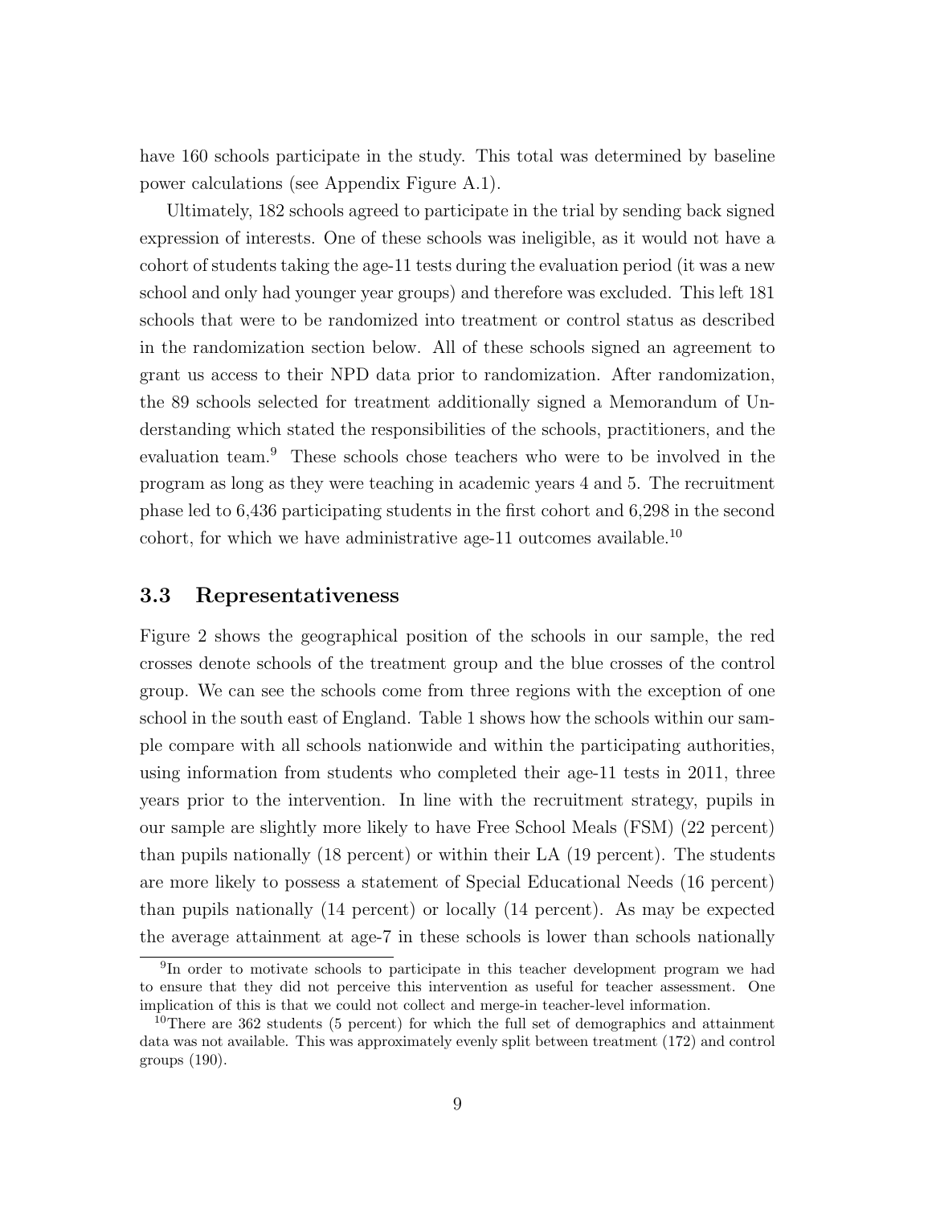have 160 schools participate in the study. This total was determined by baseline power calculations (see Appendix Figure A.1).

Ultimately, 182 schools agreed to participate in the trial by sending back signed expression of interests. One of these schools was ineligible, as it would not have a cohort of students taking the age-11 tests during the evaluation period (it was a new school and only had younger year groups) and therefore was excluded. This left 181 schools that were to be randomized into treatment or control status as described in the randomization section below. All of these schools signed an agreement to grant us access to their NPD data prior to randomization. After randomization, the 89 schools selected for treatment additionally signed a Memorandum of Understanding which stated the responsibilities of the schools, practitioners, and the evaluation team.[9] These schools chose teachers who were to be involved in the program as long as they were teaching in academic years 4 and 5. The recruitment phase led to 6,436 participating students in the first cohort and 6,298 in the second cohort, for which we have administrative age-11 outcomes available.[10]

### 3.3 Representativeness

Figure 2 shows the geographical position of the schools in our sample, the red crosses denote schools of the treatment group and the blue crosses of the control group. We can see the schools come from three regions with the exception of one school in the south east of England. Table 1 shows how the schools within our sample compare with all schools nationwide and within the participating authorities, using information from students who completed their age-11 tests in 2011, three years prior to the intervention. In line with the recruitment strategy, pupils in our sample are slightly more likely to have Free School Meals (FSM) (22 percent) than pupils nationally (18 percent) or within their LA (19 percent). The students are more likely to possess a statement of Special Educational Needs (16 percent) than pupils nationally (14 percent) or locally (14 percent). As may be expected the average attainment at age-7 in these schools is lower than schools nationally

[9] In order to motivate schools to participate in this teacher development program we had to ensure that they did not perceive this intervention as useful for teacher assessment. One implication of this is that we could not collect and merge-in teacher-level information.

[10] There are 362 students (5 percent) for which the full set of demographics and attainment data was not available. This was approximately evenly split between treatment (172) and control groups (190).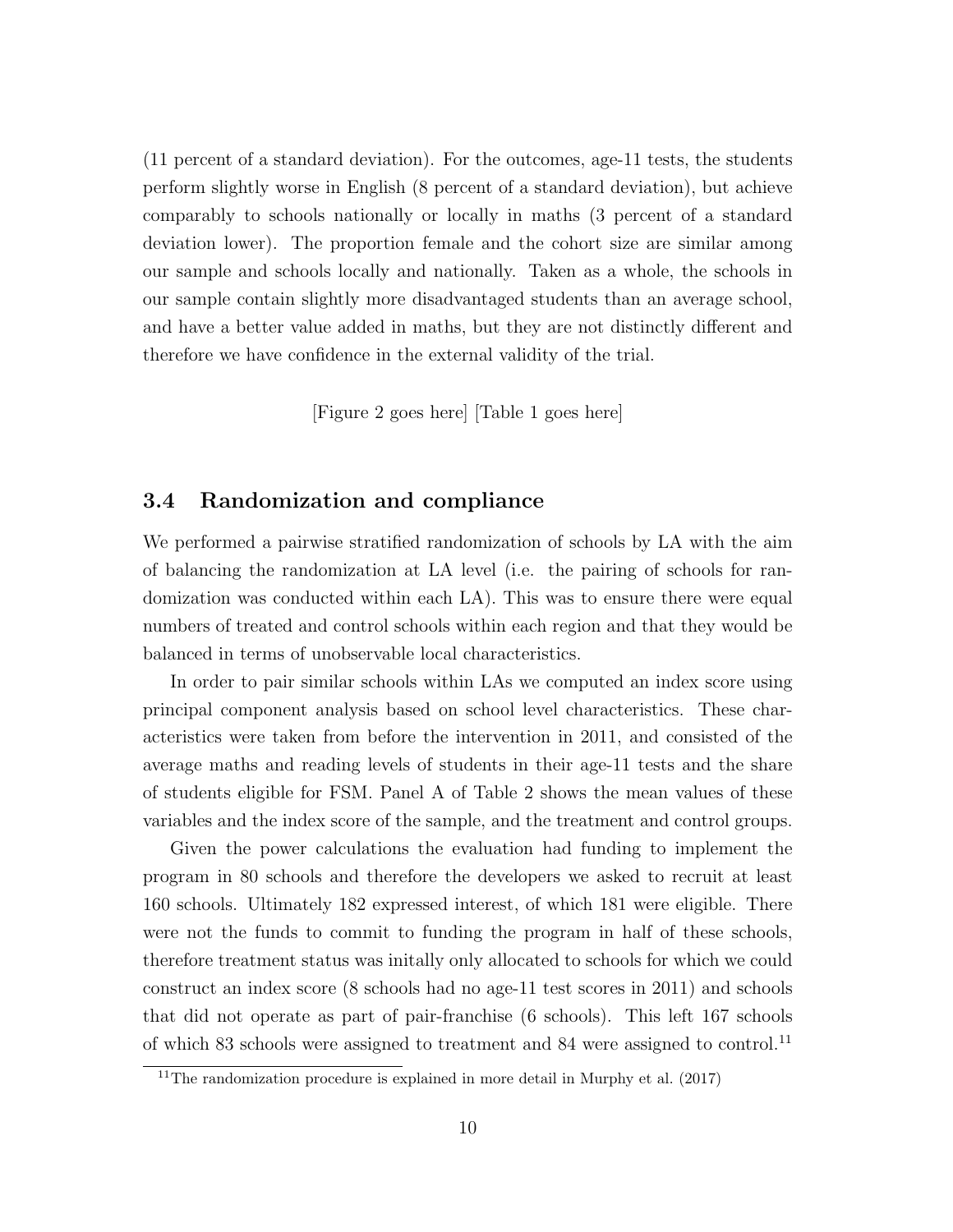(11 percent of a standard deviation). For the outcomes, age-11 tests, the students perform slightly worse in English (8 percent of a standard deviation), but achieve comparably to schools nationally or locally in maths (3 percent of a standard deviation lower). The proportion female and the cohort size are similar among our sample and schools locally and nationally. Taken as a whole, the schools in our sample contain slightly more disadvantaged students than an average school, and have a better value added in maths, but they are not distinctly different and therefore we have confidence in the external validity of the trial.

[Figure 2 goes here] [Table 1 goes here]

### 3.4 Randomization and compliance

We performed a pairwise stratified randomization of schools by LA with the aim of balancing the randomization at LA level (i.e. the pairing of schools for randomization was conducted within each LA). This was to ensure there were equal numbers of treated and control schools within each region and that they would be balanced in terms of unobservable local characteristics.

In order to pair similar schools within LAs we computed an index score using principal component analysis based on school level characteristics. These characteristics were taken from before the intervention in 2011, and consisted of the average maths and reading levels of students in their age-11 tests and the share of students eligible for FSM. Panel A of Table 2 shows the mean values of these variables and the index score of the sample, and the treatment and control groups.

Given the power calculations the evaluation had funding to implement the program in 80 schools and therefore the developers we asked to recruit at least 160 schools. Ultimately 182 expressed interest, of which 181 were eligible. There were not the funds to commit to funding the program in half of these schools, therefore treatment status was initally only allocated to schools for which we could construct an index score (8 schools had no age-11 test scores in 2011) and schools that did not operate as part of pair-franchise (6 schools). This left 167 schools of which 83 schools were assigned to treatment and 84 were assigned to control.[11]

[11] The randomization procedure is explained in more detail in Murphy et al. (2017)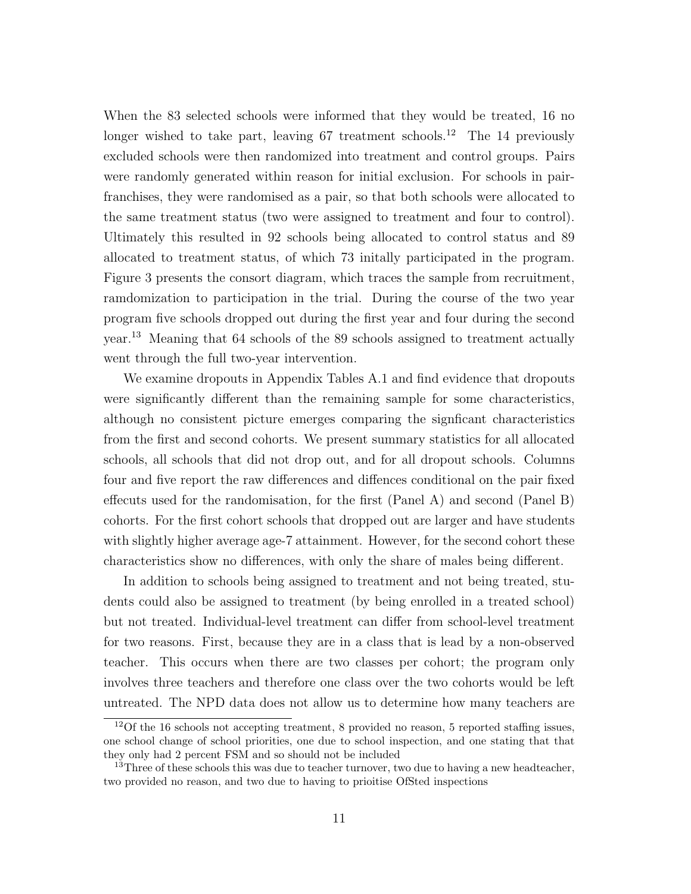When the 83 selected schools were informed that they would be treated, 16 no longer wished to take part, leaving 67 treatment schools.[12] The 14 previously excluded schools were then randomized into treatment and control groups. Pairs were randomly generated within reason for initial exclusion. For schools in pair-franchises, they were randomised as a pair, so that both schools were allocated to the same treatment status (two were assigned to treatment and four to control). Ultimately this resulted in 92 schools being allocated to control status and 89 allocated to treatment status, of which 73 initally participated in the program. Figure 3 presents the consort diagram, which traces the sample from recruitment, ramdomization to participation in the trial. During the course of the two year program five schools dropped out during the first year and four during the second year.[13] Meaning that 64 schools of the 89 schools assigned to treatment actually went through the full two-year intervention.

We examine dropouts in Appendix Tables A.1 and find evidence that dropouts were significantly different than the remaining sample for some characteristics, although no consistent picture emerges comparing the signficant characteristics from the first and second cohorts. We present summary statistics for all allocated schools, all schools that did not drop out, and for all dropout schools. Columns four and five report the raw differences and diffences conditional on the pair fixed effecuts used for the randomisation, for the first (Panel A) and second (Panel B) cohorts. For the first cohort schools that dropped out are larger and have students with slightly higher average age-7 attainment. However, for the second cohort these characteristics show no differences, with only the share of males being different.

In addition to schools being assigned to treatment and not being treated, students could also be assigned to treatment (by being enrolled in a treated school) but not treated. Individual-level treatment can differ from school-level treatment for two reasons. First, because they are in a class that is lead by a non-observed teacher. This occurs when there are two classes per cohort; the program only involves three teachers and therefore one class over the two cohorts would be left untreated. The NPD data does not allow us to determine how many teachers are

[12] Of the 16 schools not accepting treatment, 8 provided no reason, 5 reported staffing issues, one school change of school priorities, one due to school inspection, and one stating that that they only had 2 percent FSM and so should not be included

[13] Three of these schools this was due to teacher turnover, two due to having a new headteacher, two provided no reason, and two due to having to prioitise OfSted inspections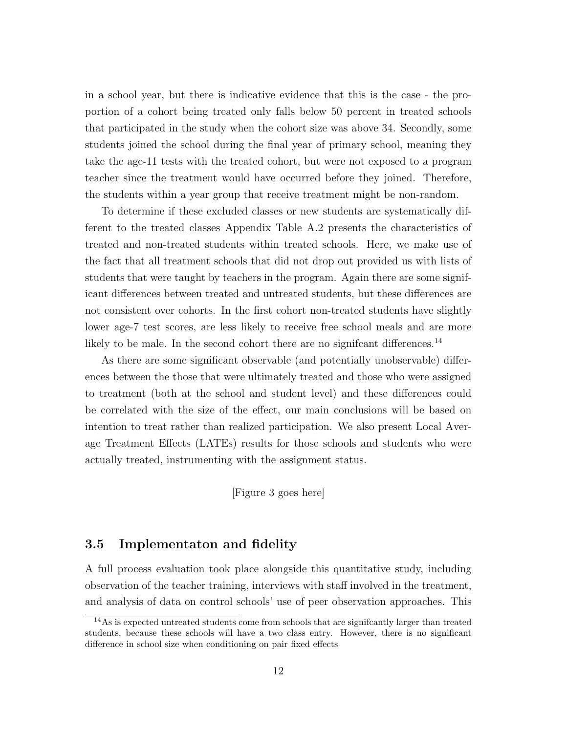in a school year, but there is indicative evidence that this is the case - the proportion of a cohort being treated only falls below 50 percent in treated schools that participated in the study when the cohort size was above 34. Secondly, some students joined the school during the final year of primary school, meaning they take the age-11 tests with the treated cohort, but were not exposed to a program teacher since the treatment would have occurred before they joined. Therefore, the students within a year group that receive treatment might be non-random.

To determine if these excluded classes or new students are systematically different to the treated classes Appendix Table A.2 presents the characteristics of treated and non-treated students within treated schools. Here, we make use of the fact that all treatment schools that did not drop out provided us with lists of students that were taught by teachers in the program. Again there are some significant differences between treated and untreated students, but these differences are not consistent over cohorts. In the first cohort non-treated students have slightly lower age-7 test scores, are less likely to receive free school meals and are more likely to be male. In the second cohort there are no signifcant differences.[14]

As there are some significant observable (and potentially unobservable) differences between the those that were ultimately treated and those who were assigned to treatment (both at the school and student level) and these differences could be correlated with the size of the effect, our main conclusions will be based on intention to treat rather than realized participation. We also present Local Average Treatment Effects (LATEs) results for those schools and students who were actually treated, instrumenting with the assignment status.

[Figure 3 goes here]

### 3.5 Implementaton and fidelity

A full process evaluation took place alongside this quantitative study, including observation of the teacher training, interviews with staff involved in the treatment, and analysis of data on control schools' use of peer observation approaches. This

[14] As is expected untreated students come from schools that are signifcantly larger than treated students, because these schools will have a two class entry. However, there is no significant difference in school size when conditioning on pair fixed effects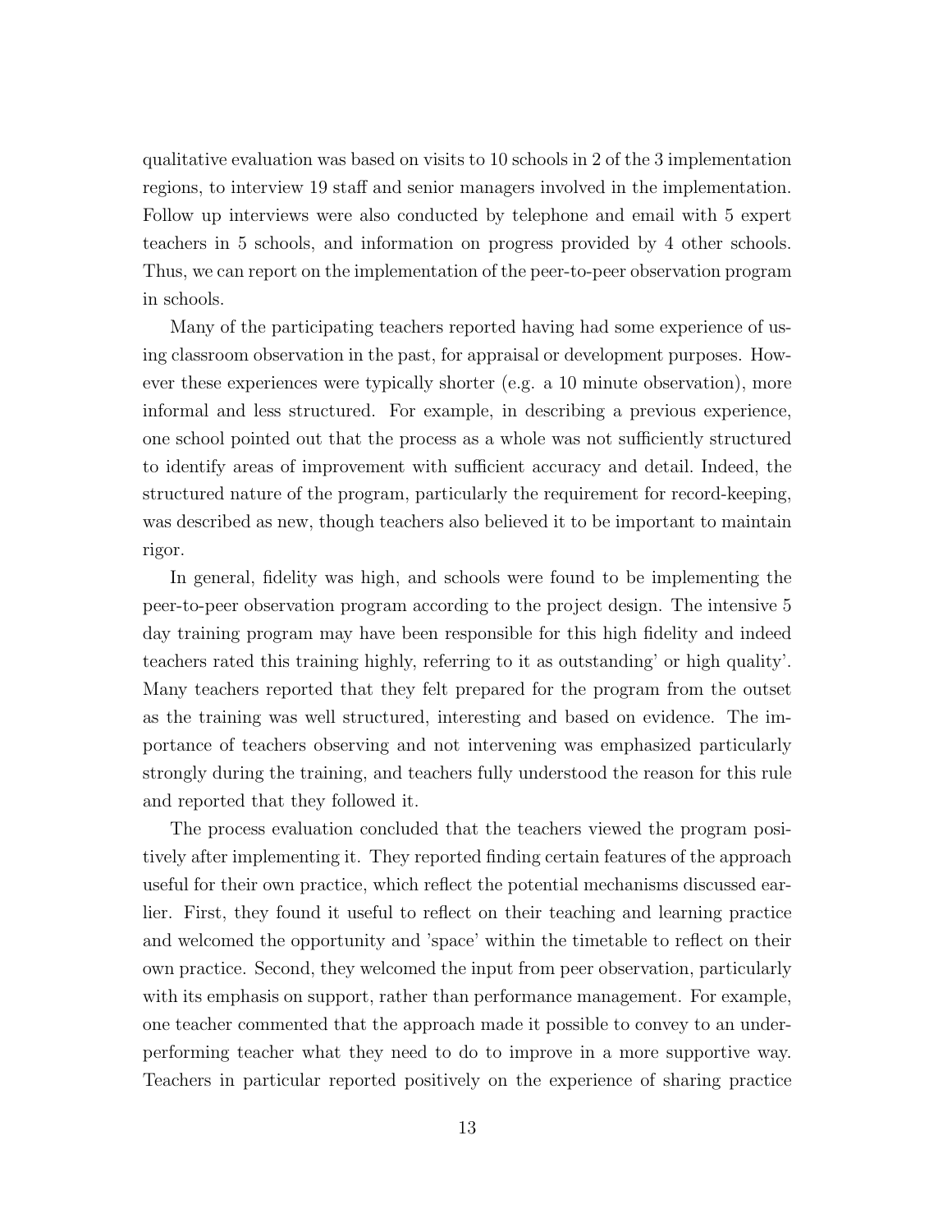qualitative evaluation was based on visits to 10 schools in 2 of the 3 implementation regions, to interview 19 staff and senior managers involved in the implementation. Follow up interviews were also conducted by telephone and email with 5 expert teachers in 5 schools, and information on progress provided by 4 other schools. Thus, we can report on the implementation of the peer-to-peer observation program in schools.

Many of the participating teachers reported having had some experience of using classroom observation in the past, for appraisal or development purposes. However these experiences were typically shorter (e.g. a 10 minute observation), more informal and less structured. For example, in describing a previous experience, one school pointed out that the process as a whole was not sufficiently structured to identify areas of improvement with sufficient accuracy and detail. Indeed, the structured nature of the program, particularly the requirement for record-keeping, was described as new, though teachers also believed it to be important to maintain rigor.

In general, fidelity was high, and schools were found to be implementing the peer-to-peer observation program according to the project design. The intensive 5 day training program may have been responsible for this high fidelity and indeed teachers rated this training highly, referring to it as outstanding' or high quality'. Many teachers reported that they felt prepared for the program from the outset as the training was well structured, interesting and based on evidence. The importance of teachers observing and not intervening was emphasized particularly strongly during the training, and teachers fully understood the reason for this rule and reported that they followed it.

The process evaluation concluded that the teachers viewed the program positively after implementing it. They reported finding certain features of the approach useful for their own practice, which reflect the potential mechanisms discussed earlier. First, they found it useful to reflect on their teaching and learning practice and welcomed the opportunity and 'space' within the timetable to reflect on their own practice. Second, they welcomed the input from peer observation, particularly with its emphasis on support, rather than performance management. For example, one teacher commented that the approach made it possible to convey to an underperforming teacher what they need to do to improve in a more supportive way. Teachers in particular reported positively on the experience of sharing practice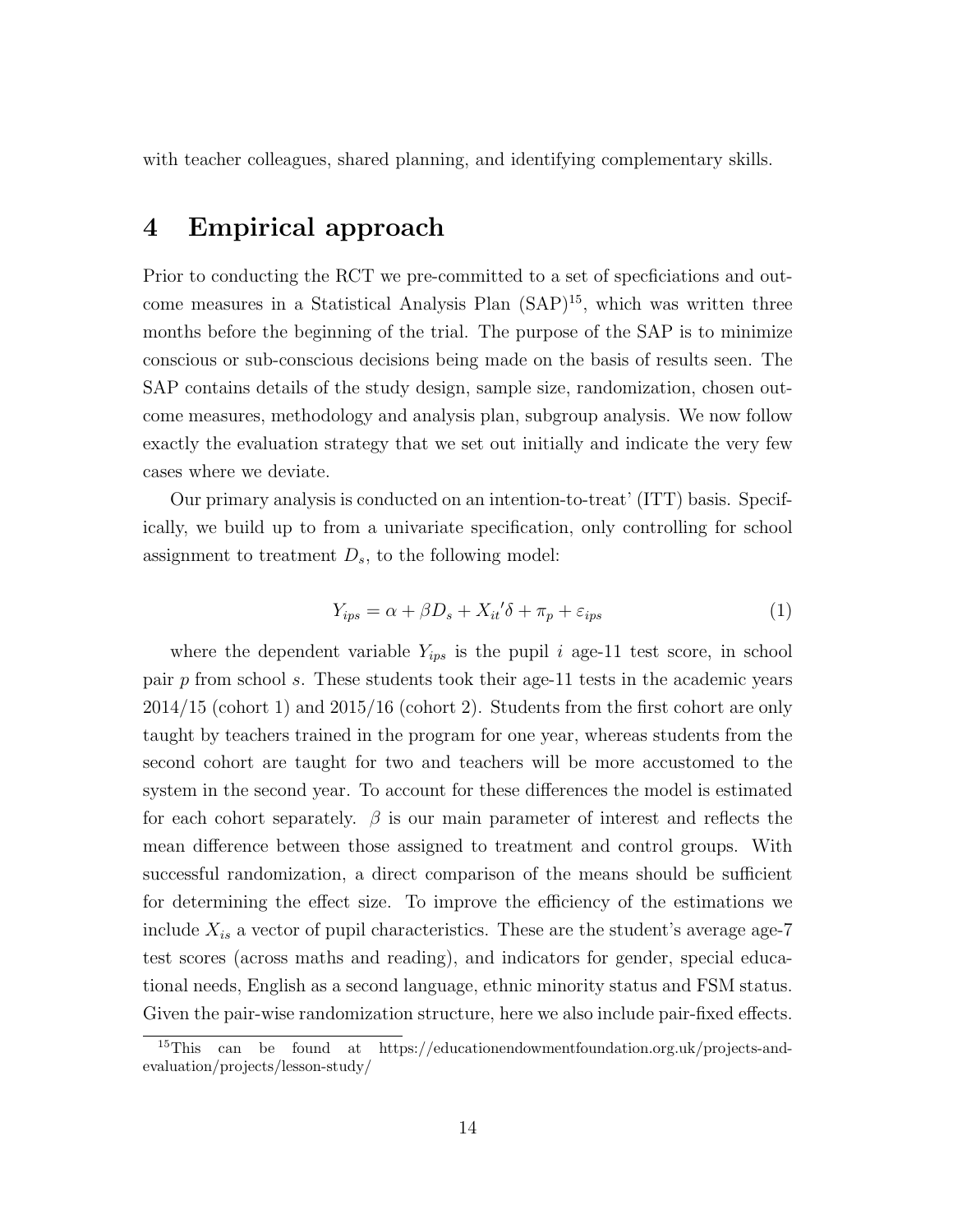with teacher colleagues, shared planning, and identifying complementary skills.

# 4 Empirical approach

Prior to conducting the RCT we pre-committed to a set of specficiations and outcome measures in a Statistical Analysis Plan (SAP)[15], which was written three months before the beginning of the trial. The purpose of the SAP is to minimize conscious or sub-conscious decisions being made on the basis of results seen. The SAP contains details of the study design, sample size, randomization, chosen outcome measures, methodology and analysis plan, subgroup analysis. We now follow exactly the evaluation strategy that we set out initially and indicate the very few cases where we deviate.

Our primary analysis is conducted on an intention-to-treat' (ITT) basis. Specifically, we build up to from a univariate specification, only controlling for school assignment to treatment $D_s$, to the following model:

$$Y_{ips} = \alpha + \beta D_s + X_{it}{}'\delta + \pi_p + \varepsilon_{ips} \tag{1}$$

where the dependent variable $Y_{ips}$ is the pupil $i$ age-11 test score, in school pair $p$ from school $s$. These students took their age-11 tests in the academic years 2014/15 (cohort 1) and 2015/16 (cohort 2). Students from the first cohort are only taught by teachers trained in the program for one year, whereas students from the second cohort are taught for two and teachers will be more accustomed to the system in the second year. To account for these differences the model is estimated for each cohort separately. $\beta$ is our main parameter of interest and reflects the mean difference between those assigned to treatment and control groups. With successful randomization, a direct comparison of the means should be sufficient for determining the effect size. To improve the efficiency of the estimations we include $X_{is}$ a vector of pupil characteristics. These are the student's average age-7 test scores (across maths and reading), and indicators for gender, special educational needs, English as a second language, ethnic minority status and FSM status. Given the pair-wise randomization structure, here we also include pair-fixed effects.

[15] This can be found at https://educationendowmentfoundation.org.uk/projects-and-evaluation/projects/lesson-study/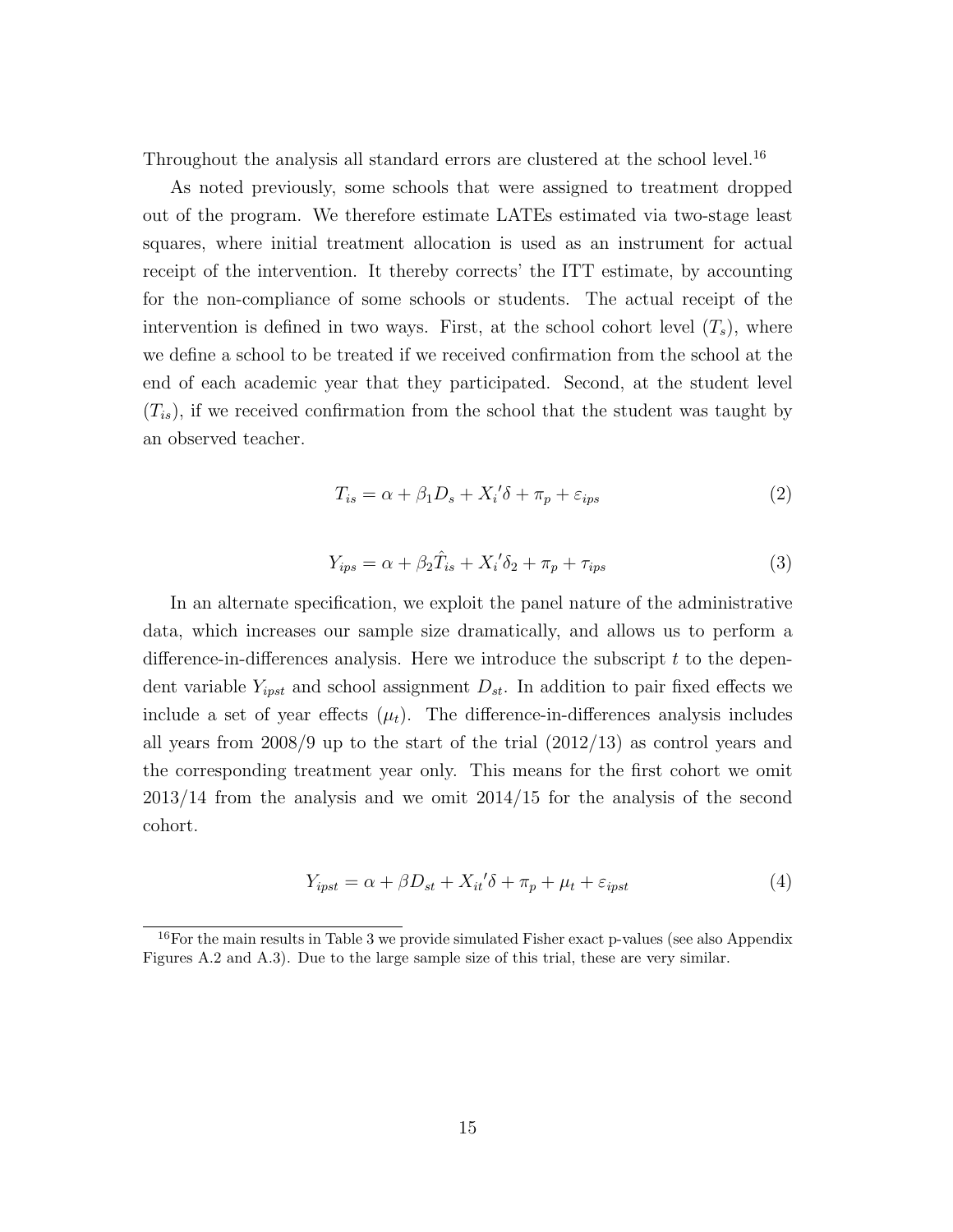Throughout the analysis all standard errors are clustered at the school level.[16]

As noted previously, some schools that were assigned to treatment dropped out of the program. We therefore estimate LATEs estimated via two-stage least squares, where initial treatment allocation is used as an instrument for actual receipt of the intervention. It thereby corrects' the ITT estimate, by accounting for the non-compliance of some schools or students. The actual receipt of the intervention is defined in two ways. First, at the school cohort level ($T_s$), where we define a school to be treated if we received confirmation from the school at the end of each academic year that they participated. Second, at the student level ($T_{is}$), if we received confirmation from the school that the student was taught by an observed teacher.

$$T_{is} = \alpha + \beta_1 D_s + X_i{}'\delta + \pi_p + \varepsilon_{ips} \tag{2}$$

$$Y_{ips} = \alpha + \beta_2 \hat{T}_{is} + X_i{}'\delta_2 + \pi_p + \tau_{ips} \tag{3}$$

In an alternate specification, we exploit the panel nature of the administrative data, which increases our sample size dramatically, and allows us to perform a difference-in-differences analysis. Here we introduce the subscript $t$ to the dependent variable $Y_{ipst}$ and school assignment $D_{st}$. In addition to pair fixed effects we include a set of year effects ($\mu_t$). The difference-in-differences analysis includes all years from 2008/9 up to the start of the trial (2012/13) as control years and the corresponding treatment year only. This means for the first cohort we omit 2013/14 from the analysis and we omit 2014/15 for the analysis of the second cohort.

$$Y_{ipst} = \alpha + \beta D_{st} + X_{it}{}'\delta + \pi_p + \mu_t + \varepsilon_{ipst} \tag{4}$$

[16]For the main results in Table 3 we provide simulated Fisher exact p-values (see also Appendix Figures A.2 and A.3). Due to the large sample size of this trial, these are very similar.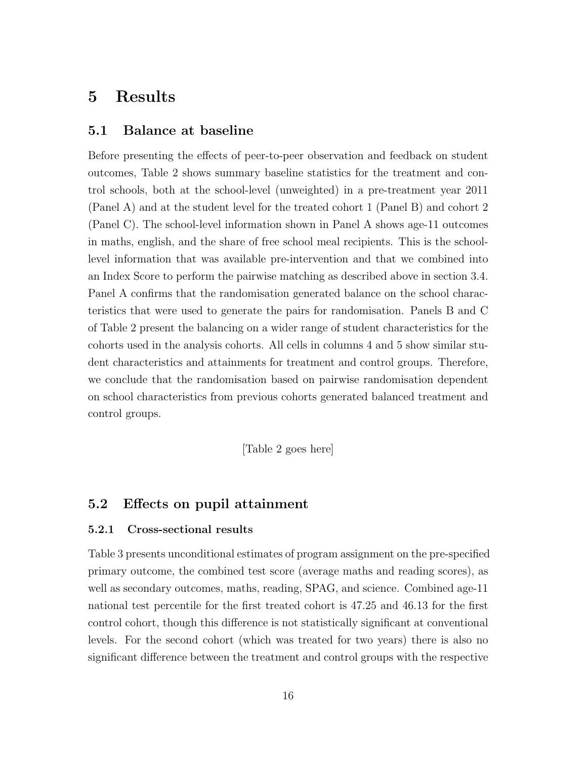# 5 Results

## 5.1 Balance at baseline

Before presenting the effects of peer-to-peer observation and feedback on student outcomes, Table 2 shows summary baseline statistics for the treatment and control schools, both at the school-level (unweighted) in a pre-treatment year 2011 (Panel A) and at the student level for the treated cohort 1 (Panel B) and cohort 2 (Panel C). The school-level information shown in Panel A shows age-11 outcomes in maths, english, and the share of free school meal recipients. This is the school-level information that was available pre-intervention and that we combined into an Index Score to perform the pairwise matching as described above in section 3.4. Panel A confirms that the randomisation generated balance on the school characteristics that were used to generate the pairs for randomisation. Panels B and C of Table 2 present the balancing on a wider range of student characteristics for the cohorts used in the analysis cohorts. All cells in columns 4 and 5 show similar student characteristics and attainments for treatment and control groups. Therefore, we conclude that the randomisation based on pairwise randomisation dependent on school characteristics from previous cohorts generated balanced treatment and control groups.

[Table 2 goes here]

## 5.2 Effects on pupil attainment

### 5.2.1 Cross-sectional results

Table 3 presents unconditional estimates of program assignment on the pre-specified primary outcome, the combined test score (average maths and reading scores), as well as secondary outcomes, maths, reading, SPAG, and science. Combined age-11 national test percentile for the first treated cohort is 47.25 and 46.13 for the first control cohort, though this difference is not statistically significant at conventional levels. For the second cohort (which was treated for two years) there is also no significant difference between the treatment and control groups with the respective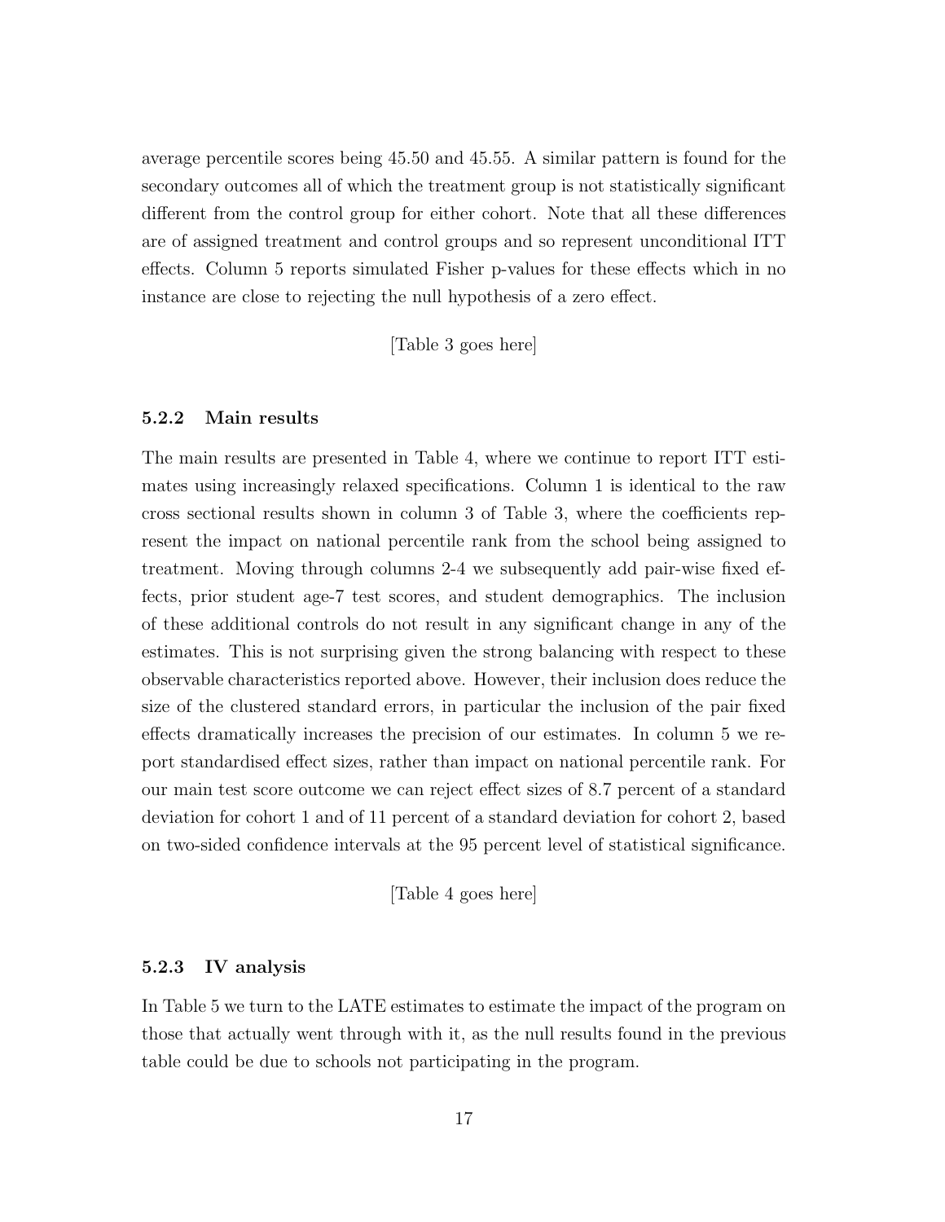average percentile scores being 45.50 and 45.55. A similar pattern is found for the secondary outcomes all of which the treatment group is not statistically significant different from the control group for either cohort. Note that all these differences are of assigned treatment and control groups and so represent unconditional ITT effects. Column 5 reports simulated Fisher p-values for these effects which in no instance are close to rejecting the null hypothesis of a zero effect.

[Table 3 goes here]

### 5.2.2 Main results

The main results are presented in Table 4, where we continue to report ITT estimates using increasingly relaxed specifications. Column 1 is identical to the raw cross sectional results shown in column 3 of Table 3, where the coefficients represent the impact on national percentile rank from the school being assigned to treatment. Moving through columns 2-4 we subsequently add pair-wise fixed effects, prior student age-7 test scores, and student demographics. The inclusion of these additional controls do not result in any significant change in any of the estimates. This is not surprising given the strong balancing with respect to these observable characteristics reported above. However, their inclusion does reduce the size of the clustered standard errors, in particular the inclusion of the pair fixed effects dramatically increases the precision of our estimates. In column 5 we report standardised effect sizes, rather than impact on national percentile rank. For our main test score outcome we can reject effect sizes of 8.7 percent of a standard deviation for cohort 1 and of 11 percent of a standard deviation for cohort 2, based on two-sided confidence intervals at the 95 percent level of statistical significance.

[Table 4 goes here]

### 5.2.3 IV analysis

In Table 5 we turn to the LATE estimates to estimate the impact of the program on those that actually went through with it, as the null results found in the previous table could be due to schools not participating in the program.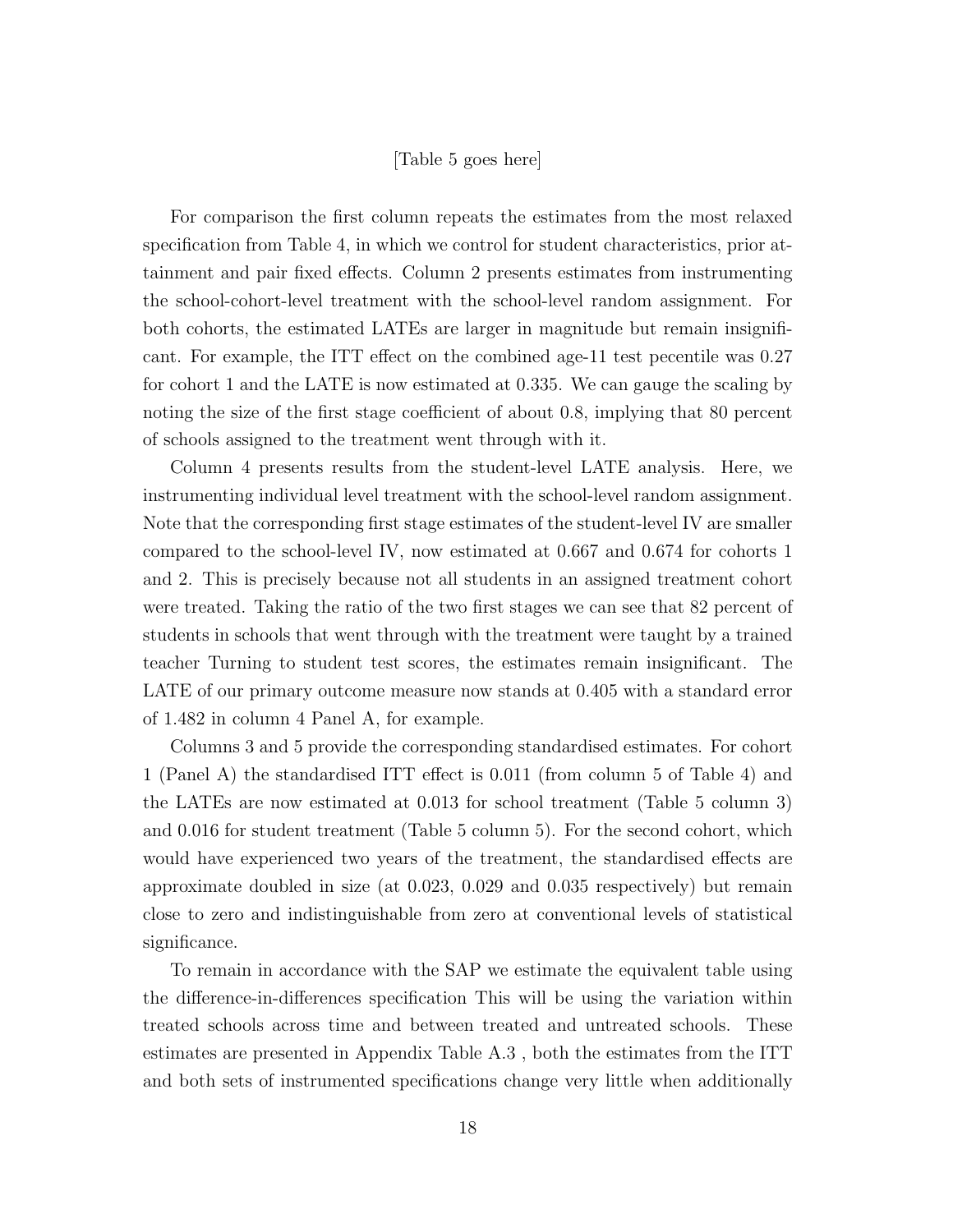[Table 5 goes here]

For comparison the first column repeats the estimates from the most relaxed specification from Table 4, in which we control for student characteristics, prior attainment and pair fixed effects. Column 2 presents estimates from instrumenting the school-cohort-level treatment with the school-level random assignment. For both cohorts, the estimated LATEs are larger in magnitude but remain insignificant. For example, the ITT effect on the combined age-11 test pecentile was 0.27 for cohort 1 and the LATE is now estimated at 0.335. We can gauge the scaling by noting the size of the first stage coefficient of about 0.8, implying that 80 percent of schools assigned to the treatment went through with it.

Column 4 presents results from the student-level LATE analysis. Here, we instrumenting individual level treatment with the school-level random assignment. Note that the corresponding first stage estimates of the student-level IV are smaller compared to the school-level IV, now estimated at 0.667 and 0.674 for cohorts 1 and 2. This is precisely because not all students in an assigned treatment cohort were treated. Taking the ratio of the two first stages we can see that 82 percent of students in schools that went through with the treatment were taught by a trained teacher Turning to student test scores, the estimates remain insignificant. The LATE of our primary outcome measure now stands at 0.405 with a standard error of 1.482 in column 4 Panel A, for example.

Columns 3 and 5 provide the corresponding standardised estimates. For cohort 1 (Panel A) the standardised ITT effect is 0.011 (from column 5 of Table 4) and the LATEs are now estimated at 0.013 for school treatment (Table 5 column 3) and 0.016 for student treatment (Table 5 column 5). For the second cohort, which would have experienced two years of the treatment, the standardised effects are approximate doubled in size (at 0.023, 0.029 and 0.035 respectively) but remain close to zero and indistinguishable from zero at conventional levels of statistical significance.

To remain in accordance with the SAP we estimate the equivalent table using the difference-in-differences specification This will be using the variation within treated schools across time and between treated and untreated schools. These estimates are presented in Appendix Table A.3 , both the estimates from the ITT and both sets of instrumented specifications change very little when additionally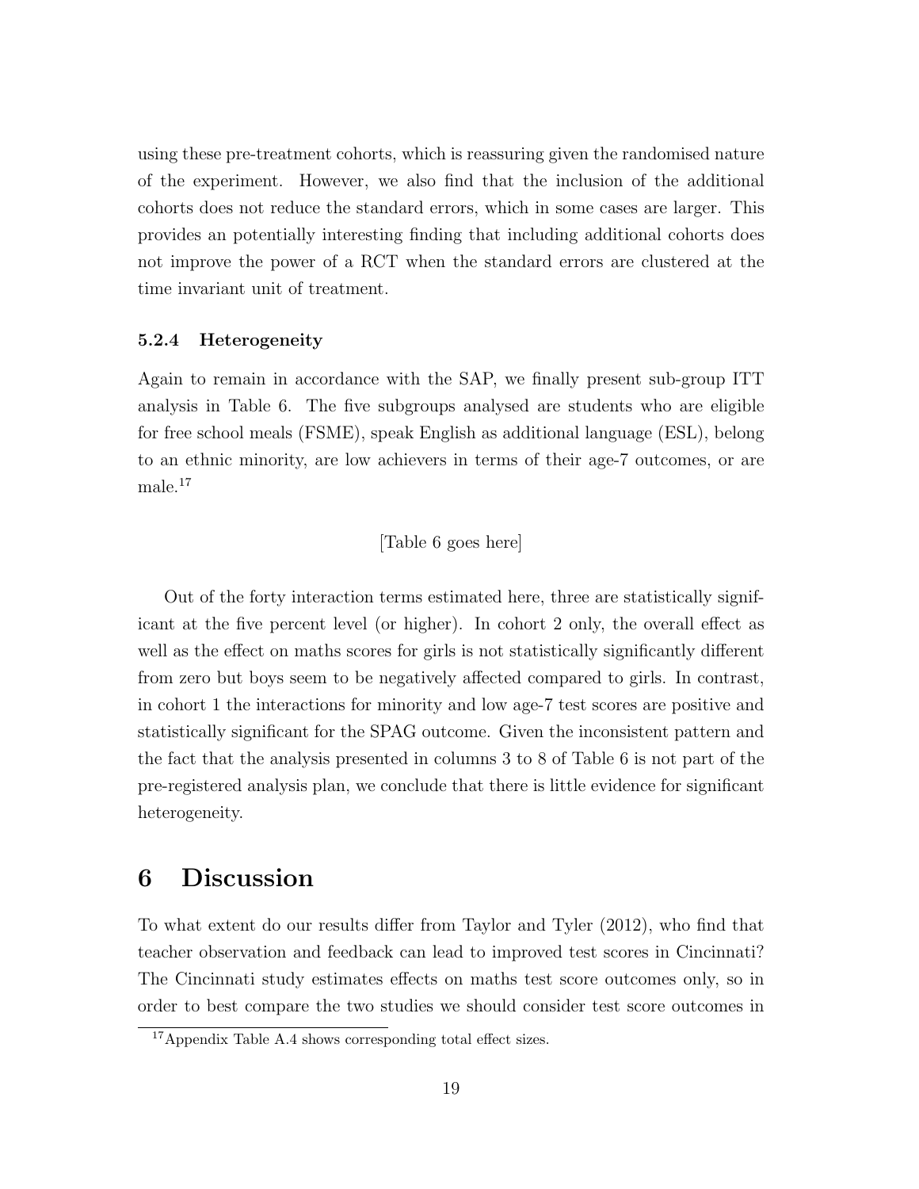using these pre-treatment cohorts, which is reassuring given the randomised nature of the experiment. However, we also find that the inclusion of the additional cohorts does not reduce the standard errors, which in some cases are larger. This provides an potentially interesting finding that including additional cohorts does not improve the power of a RCT when the standard errors are clustered at the time invariant unit of treatment.

#### 5.2.4 Heterogeneity

Again to remain in accordance with the SAP, we finally present sub-group ITT analysis in Table 6. The five subgroups analysed are students who are eligible for free school meals (FSME), speak English as additional language (ESL), belong to an ethnic minority, are low achievers in terms of their age-7 outcomes, or are male.[17]

[Table 6 goes here]

Out of the forty interaction terms estimated here, three are statistically significant at the five percent level (or higher). In cohort 2 only, the overall effect as well as the effect on maths scores for girls is not statistically significantly different from zero but boys seem to be negatively affected compared to girls. In contrast, in cohort 1 the interactions for minority and low age-7 test scores are positive and statistically significant for the SPAG outcome. Given the inconsistent pattern and the fact that the analysis presented in columns 3 to 8 of Table 6 is not part of the pre-registered analysis plan, we conclude that there is little evidence for significant heterogeneity.

## 6 Discussion

To what extent do our results differ from Taylor and Tyler (2012), who find that teacher observation and feedback can lead to improved test scores in Cincinnati? The Cincinnati study estimates effects on maths test score outcomes only, so in order to best compare the two studies we should consider test score outcomes in

[17] Appendix Table A.4 shows corresponding total effect sizes.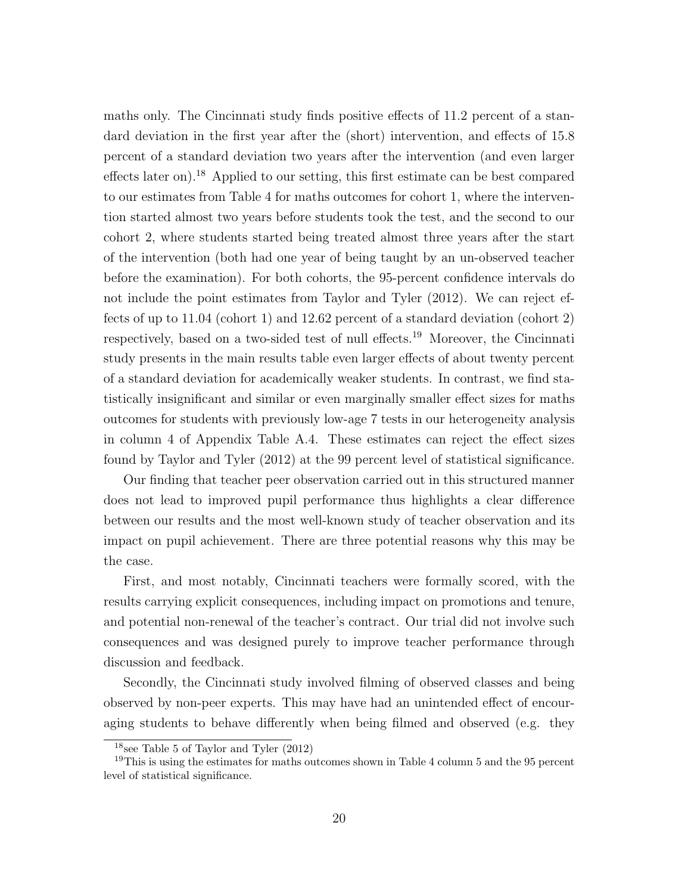maths only. The Cincinnati study finds positive effects of 11.2 percent of a standard deviation in the first year after the (short) intervention, and effects of 15.8 percent of a standard deviation two years after the intervention (and even larger effects later on).[18] Applied to our setting, this first estimate can be best compared to our estimates from Table 4 for maths outcomes for cohort 1, where the intervention started almost two years before students took the test, and the second to our cohort 2, where students started being treated almost three years after the start of the intervention (both had one year of being taught by an un-observed teacher before the examination). For both cohorts, the 95-percent confidence intervals do not include the point estimates from Taylor and Tyler (2012). We can reject effects of up to 11.04 (cohort 1) and 12.62 percent of a standard deviation (cohort 2) respectively, based on a two-sided test of null effects.[19] Moreover, the Cincinnati study presents in the main results table even larger effects of about twenty percent of a standard deviation for academically weaker students. In contrast, we find statistically insignificant and similar or even marginally smaller effect sizes for maths outcomes for students with previously low-age 7 tests in our heterogeneity analysis in column 4 of Appendix Table A.4. These estimates can reject the effect sizes found by Taylor and Tyler (2012) at the 99 percent level of statistical significance.

Our finding that teacher peer observation carried out in this structured manner does not lead to improved pupil performance thus highlights a clear difference between our results and the most well-known study of teacher observation and its impact on pupil achievement. There are three potential reasons why this may be the case.

First, and most notably, Cincinnati teachers were formally scored, with the results carrying explicit consequences, including impact on promotions and tenure, and potential non-renewal of the teacher's contract. Our trial did not involve such consequences and was designed purely to improve teacher performance through discussion and feedback.

Secondly, the Cincinnati study involved filming of observed classes and being observed by non-peer experts. This may have had an unintended effect of encouraging students to behave differently when being filmed and observed (e.g. they

[18] see Table 5 of Taylor and Tyler (2012)

[19] This is using the estimates for maths outcomes shown in Table 4 column 5 and the 95 percent level of statistical significance.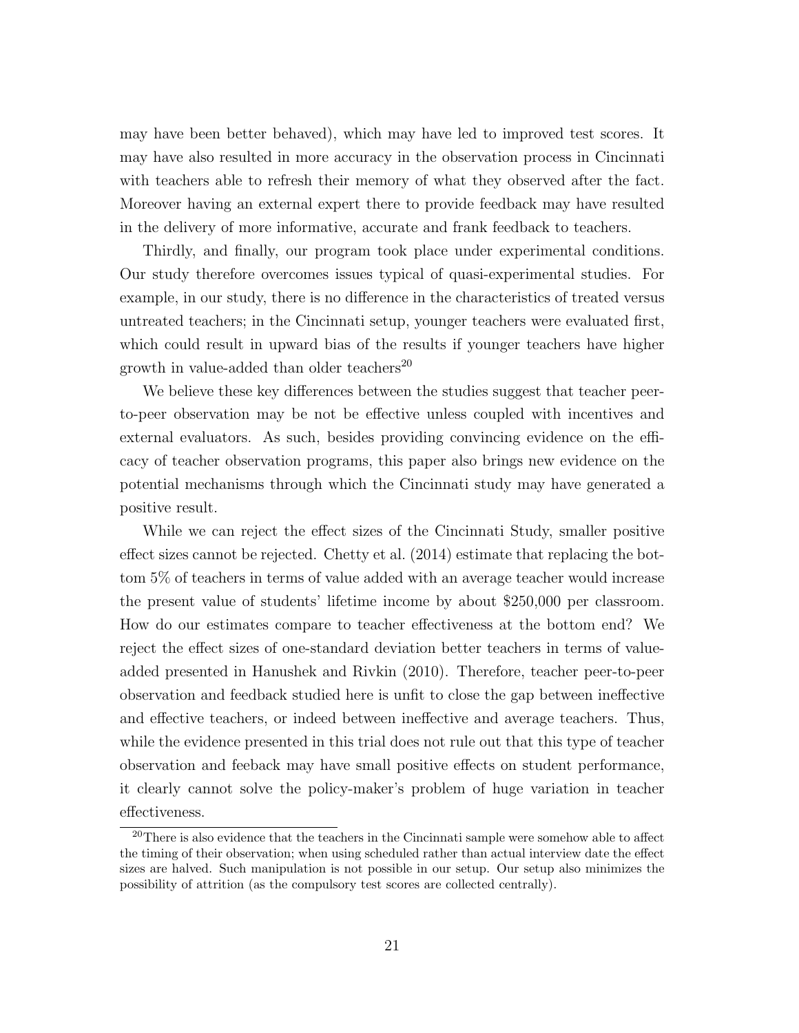may have been better behaved), which may have led to improved test scores. It may have also resulted in more accuracy in the observation process in Cincinnati with teachers able to refresh their memory of what they observed after the fact. Moreover having an external expert there to provide feedback may have resulted in the delivery of more informative, accurate and frank feedback to teachers.

Thirdly, and finally, our program took place under experimental conditions. Our study therefore overcomes issues typical of quasi-experimental studies. For example, in our study, there is no difference in the characteristics of treated versus untreated teachers; in the Cincinnati setup, younger teachers were evaluated first, which could result in upward bias of the results if younger teachers have higher growth in value-added than older teachers[20]

We believe these key differences between the studies suggest that teacher peer-to-peer observation may be not be effective unless coupled with incentives and external evaluators. As such, besides providing convincing evidence on the efficacy of teacher observation programs, this paper also brings new evidence on the potential mechanisms through which the Cincinnati study may have generated a positive result.

While we can reject the effect sizes of the Cincinnati Study, smaller positive effect sizes cannot be rejected. Chetty et al. (2014) estimate that replacing the bottom 5% of teachers in terms of value added with an average teacher would increase the present value of students' lifetime income by about $250,000 per classroom. How do our estimates compare to teacher effectiveness at the bottom end? We reject the effect sizes of one-standard deviation better teachers in terms of value-added presented in Hanushek and Rivkin (2010). Therefore, teacher peer-to-peer observation and feedback studied here is unfit to close the gap between ineffective and effective teachers, or indeed between ineffective and average teachers. Thus, while the evidence presented in this trial does not rule out that this type of teacher observation and feeback may have small positive effects on student performance, it clearly cannot solve the policy-maker's problem of huge variation in teacher effectiveness.

[20] There is also evidence that the teachers in the Cincinnati sample were somehow able to affect the timing of their observation; when using scheduled rather than actual interview date the effect sizes are halved. Such manipulation is not possible in our setup. Our setup also minimizes the possibility of attrition (as the compulsory test scores are collected centrally).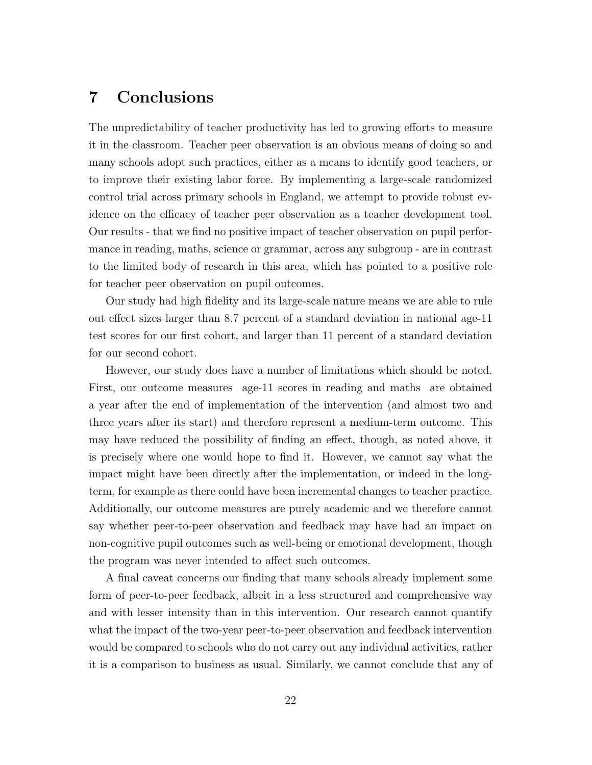# 7 Conclusions

The unpredictability of teacher productivity has led to growing efforts to measure it in the classroom. Teacher peer observation is an obvious means of doing so and many schools adopt such practices, either as a means to identify good teachers, or to improve their existing labor force. By implementing a large-scale randomized control trial across primary schools in England, we attempt to provide robust evidence on the efficacy of teacher peer observation as a teacher development tool. Our results - that we find no positive impact of teacher observation on pupil performance in reading, maths, science or grammar, across any subgroup - are in contrast to the limited body of research in this area, which has pointed to a positive role for teacher peer observation on pupil outcomes.

Our study had high fidelity and its large-scale nature means we are able to rule out effect sizes larger than 8.7 percent of a standard deviation in national age-11 test scores for our first cohort, and larger than 11 percent of a standard deviation for our second cohort.

However, our study does have a number of limitations which should be noted. First, our outcome measures age-11 scores in reading and maths are obtained a year after the end of implementation of the intervention (and almost two and three years after its start) and therefore represent a medium-term outcome. This may have reduced the possibility of finding an effect, though, as noted above, it is precisely where one would hope to find it. However, we cannot say what the impact might have been directly after the implementation, or indeed in the long-term, for example as there could have been incremental changes to teacher practice. Additionally, our outcome measures are purely academic and we therefore cannot say whether peer-to-peer observation and feedback may have had an impact on non-cognitive pupil outcomes such as well-being or emotional development, though the program was never intended to affect such outcomes.

A final caveat concerns our finding that many schools already implement some form of peer-to-peer feedback, albeit in a less structured and comprehensive way and with lesser intensity than in this intervention. Our research cannot quantify what the impact of the two-year peer-to-peer observation and feedback intervention would be compared to schools who do not carry out any individual activities, rather it is a comparison to business as usual. Similarly, we cannot conclude that any of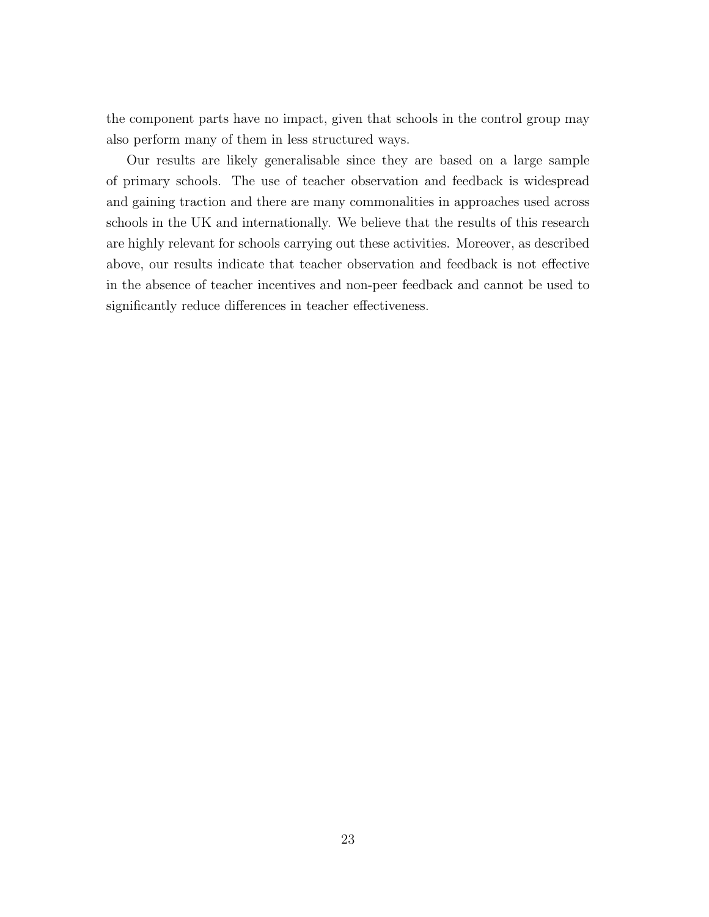the component parts have no impact, given that schools in the control group may also perform many of them in less structured ways.

Our results are likely generalisable since they are based on a large sample of primary schools. The use of teacher observation and feedback is widespread and gaining traction and there are many commonalities in approaches used across schools in the UK and internationally. We believe that the results of this research are highly relevant for schools carrying out these activities. Moreover, as described above, our results indicate that teacher observation and feedback is not effective in the absence of teacher incentives and non-peer feedback and cannot be used to significantly reduce differences in teacher effectiveness.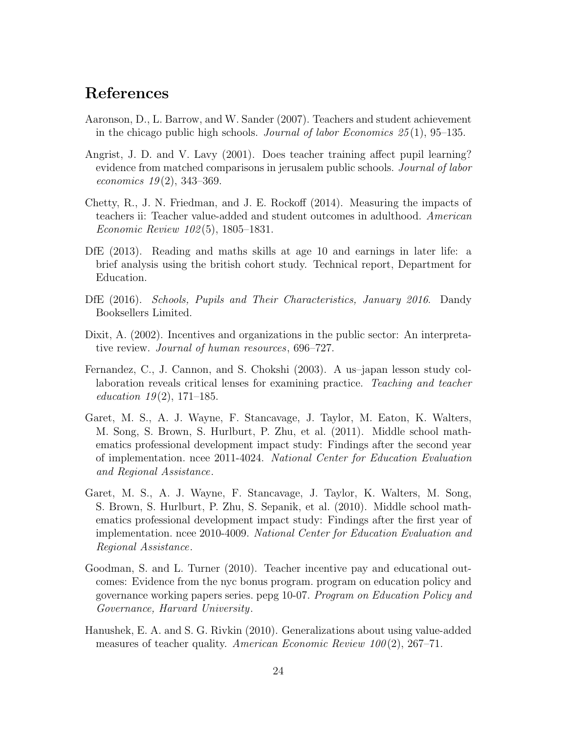# References

Aaronson, D., L. Barrow, and W. Sander (2007). Teachers and student achievement in the chicago public high schools. *Journal of labor Economics 25*(1), 95–135.

Angrist, J. D. and V. Lavy (2001). Does teacher training affect pupil learning? evidence from matched comparisons in jerusalem public schools. *Journal of labor economics 19*(2), 343–369.

Chetty, R., J. N. Friedman, and J. E. Rockoff (2014). Measuring the impacts of teachers ii: Teacher value-added and student outcomes in adulthood. *American Economic Review 102*(5), 1805–1831.

DfE (2013). Reading and maths skills at age 10 and earnings in later life: a brief analysis using the british cohort study. Technical report, Department for Education.

DfE (2016). *Schools, Pupils and Their Characteristics, January 2016*. Dandy Booksellers Limited.

Dixit, A. (2002). Incentives and organizations in the public sector: An interpretative review. *Journal of human resources*, 696–727.

Fernandez, C., J. Cannon, and S. Chokshi (2003). A us–japan lesson study collaboration reveals critical lenses for examining practice. *Teaching and teacher education 19*(2), 171–185.

Garet, M. S., A. J. Wayne, F. Stancavage, J. Taylor, M. Eaton, K. Walters, M. Song, S. Brown, S. Hurlburt, P. Zhu, et al. (2011). Middle school mathematics professional development impact study: Findings after the second year of implementation. ncee 2011-4024. *National Center for Education Evaluation and Regional Assistance*.

Garet, M. S., A. J. Wayne, F. Stancavage, J. Taylor, K. Walters, M. Song, S. Brown, S. Hurlburt, P. Zhu, S. Sepanik, et al. (2010). Middle school mathematics professional development impact study: Findings after the first year of implementation. ncee 2010-4009. *National Center for Education Evaluation and Regional Assistance*.

Goodman, S. and L. Turner (2010). Teacher incentive pay and educational outcomes: Evidence from the nyc bonus program. program on education policy and governance working papers series. pepg 10-07. *Program on Education Policy and Governance, Harvard University*.

Hanushek, E. A. and S. G. Rivkin (2010). Generalizations about using value-added measures of teacher quality. *American Economic Review 100*(2), 267–71.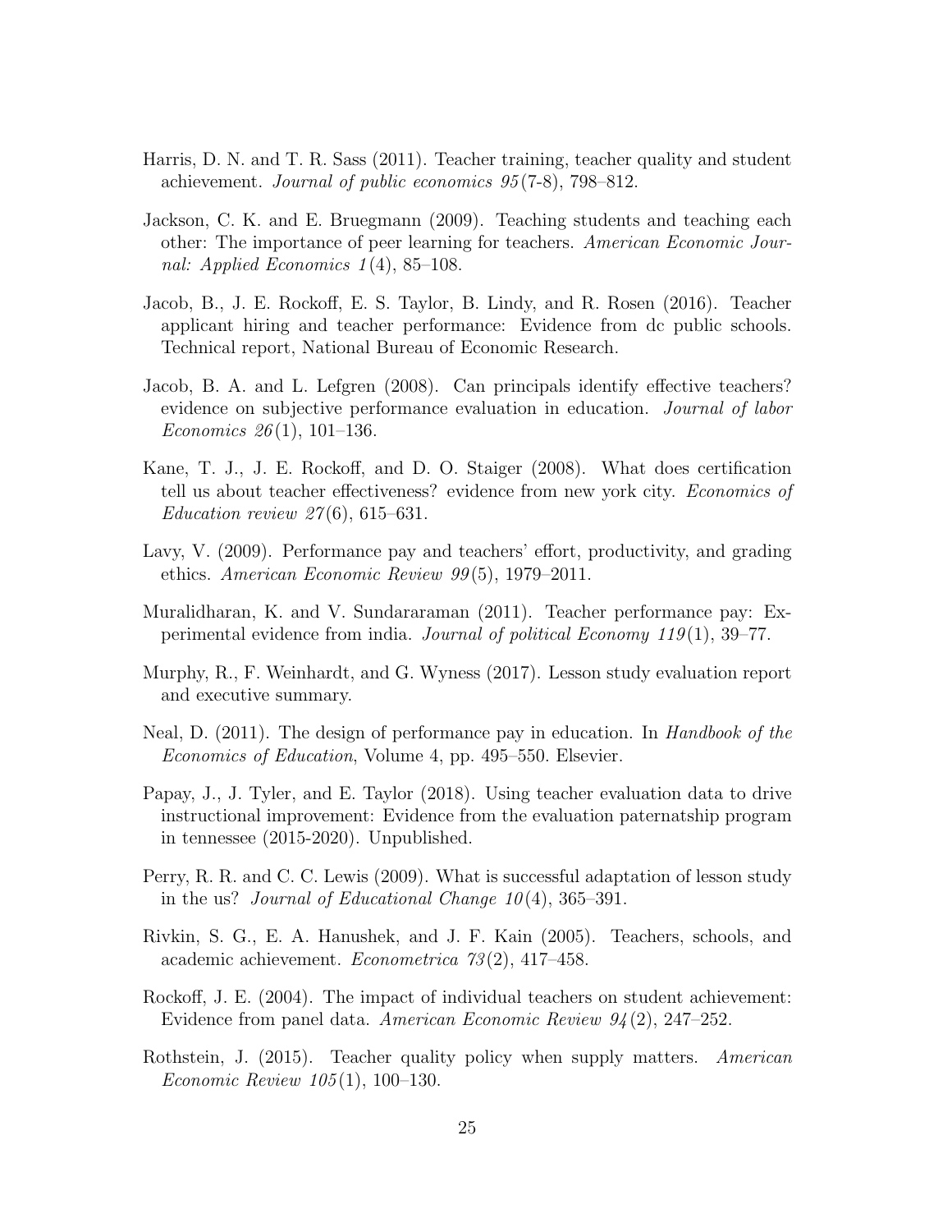Harris, D. N. and T. R. Sass (2011). Teacher training, teacher quality and student achievement. *Journal of public economics 95*(7-8), 798–812.

Jackson, C. K. and E. Bruegmann (2009). Teaching students and teaching each other: The importance of peer learning for teachers. *American Economic Journal: Applied Economics 1*(4), 85–108.

Jacob, B., J. E. Rockoff, E. S. Taylor, B. Lindy, and R. Rosen (2016). Teacher applicant hiring and teacher performance: Evidence from dc public schools. Technical report, National Bureau of Economic Research.

Jacob, B. A. and L. Lefgren (2008). Can principals identify effective teachers? evidence on subjective performance evaluation in education. *Journal of labor Economics 26*(1), 101–136.

Kane, T. J., J. E. Rockoff, and D. O. Staiger (2008). What does certification tell us about teacher effectiveness? evidence from new york city. *Economics of Education review 27*(6), 615–631.

Lavy, V. (2009). Performance pay and teachers' effort, productivity, and grading ethics. *American Economic Review 99*(5), 1979–2011.

Muralidharan, K. and V. Sundararaman (2011). Teacher performance pay: Experimental evidence from india. *Journal of political Economy 119*(1), 39–77.

Murphy, R., F. Weinhardt, and G. Wyness (2017). Lesson study evaluation report and executive summary.

Neal, D. (2011). The design of performance pay in education. In *Handbook of the Economics of Education*, Volume 4, pp. 495–550. Elsevier.

Papay, J., J. Tyler, and E. Taylor (2018). Using teacher evaluation data to drive instructional improvement: Evidence from the evaluation paternatship program in tennessee (2015-2020). Unpublished.

Perry, R. R. and C. C. Lewis (2009). What is successful adaptation of lesson study in the us? *Journal of Educational Change 10*(4), 365–391.

Rivkin, S. G., E. A. Hanushek, and J. F. Kain (2005). Teachers, schools, and academic achievement. *Econometrica 73*(2), 417–458.

Rockoff, J. E. (2004). The impact of individual teachers on student achievement: Evidence from panel data. *American Economic Review 94*(2), 247–252.

Rothstein, J. (2015). Teacher quality policy when supply matters. *American Economic Review 105*(1), 100–130.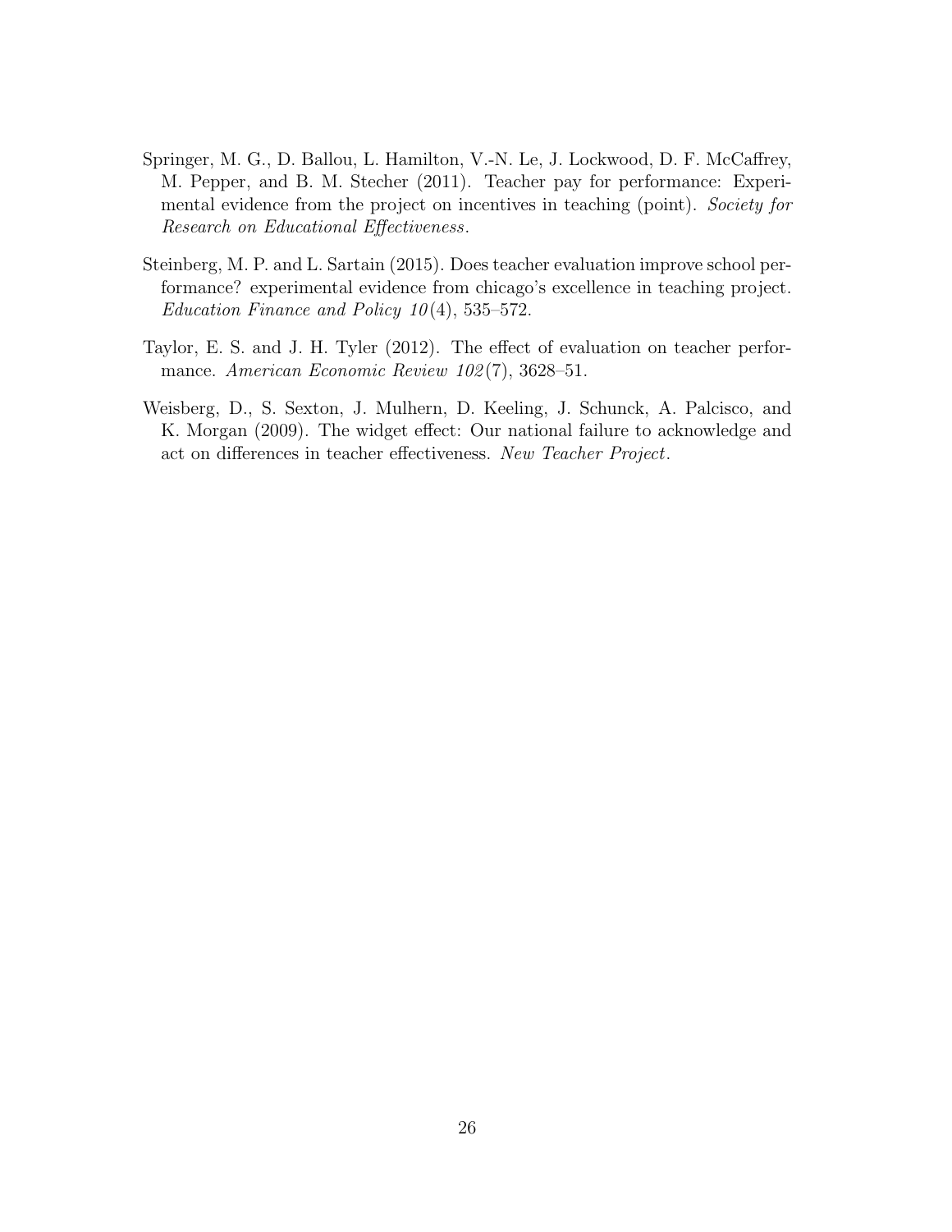Springer, M. G., D. Ballou, L. Hamilton, V.-N. Le, J. Lockwood, D. F. McCaffrey, M. Pepper, and B. M. Stecher (2011). Teacher pay for performance: Experimental evidence from the project on incentives in teaching (point). *Society for Research on Educational Effectiveness*.

Steinberg, M. P. and L. Sartain (2015). Does teacher evaluation improve school performance? experimental evidence from chicago's excellence in teaching project. *Education Finance and Policy 10*(4), 535–572.

Taylor, E. S. and J. H. Tyler (2012). The effect of evaluation on teacher performance. *American Economic Review 102*(7), 3628–51.

Weisberg, D., S. Sexton, J. Mulhern, D. Keeling, J. Schunck, A. Palcisco, and K. Morgan (2009). The widget effect: Our national failure to acknowledge and act on differences in teacher effectiveness. *New Teacher Project*.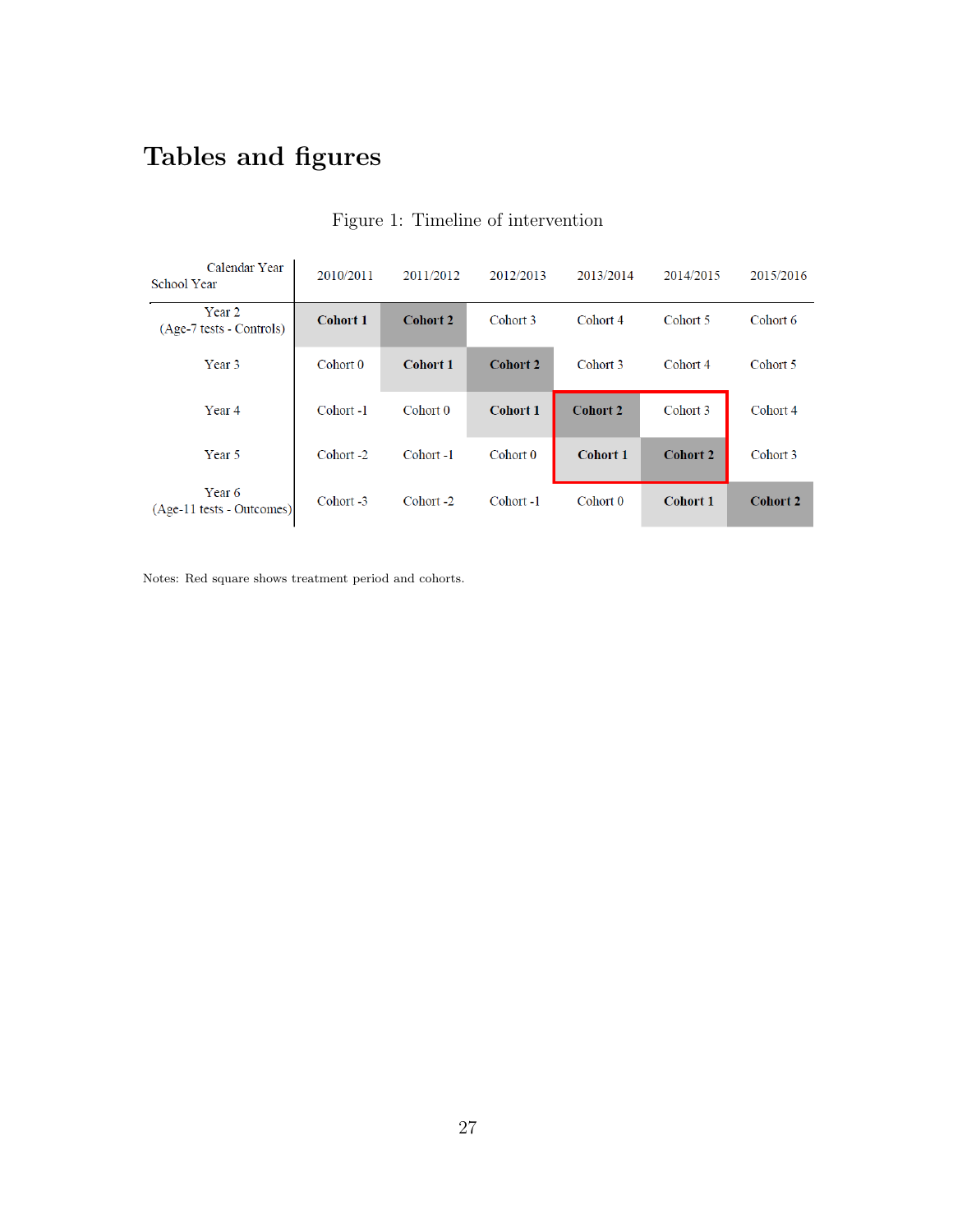# Tables and figures

Figure 1: Timeline of intervention

| School Year \ Calendar Year | 2010/2011 | 2011/2012 | 2012/2013 | 2013/2014 | 2014/2015 | 2015/2016 |
|---|---|---|---|---|---|---|
| Year 2 (Age-7 tests - Controls) | **Cohort 1** | **Cohort 2** | Cohort 3 | Cohort 4 | Cohort 5 | Cohort 6 |
| Year 3 | Cohort 0 | **Cohort 1** | **Cohort 2** | Cohort 3 | Cohort 4 | Cohort 5 |
| Year 4 | Cohort -1 | Cohort 0 | **Cohort 1** | **Cohort 2** | Cohort 3 | Cohort 4 |
| Year 5 | Cohort -2 | Cohort -1 | Cohort 0 | **Cohort 1** | **Cohort 2** | Cohort 3 |
| Year 6 (Age-11 tests - Outcomes) | Cohort -3 | Cohort -2 | Cohort -1 | Cohort 0 | **Cohort 1** | **Cohort 2** |

Notes: Red square shows treatment period and cohorts.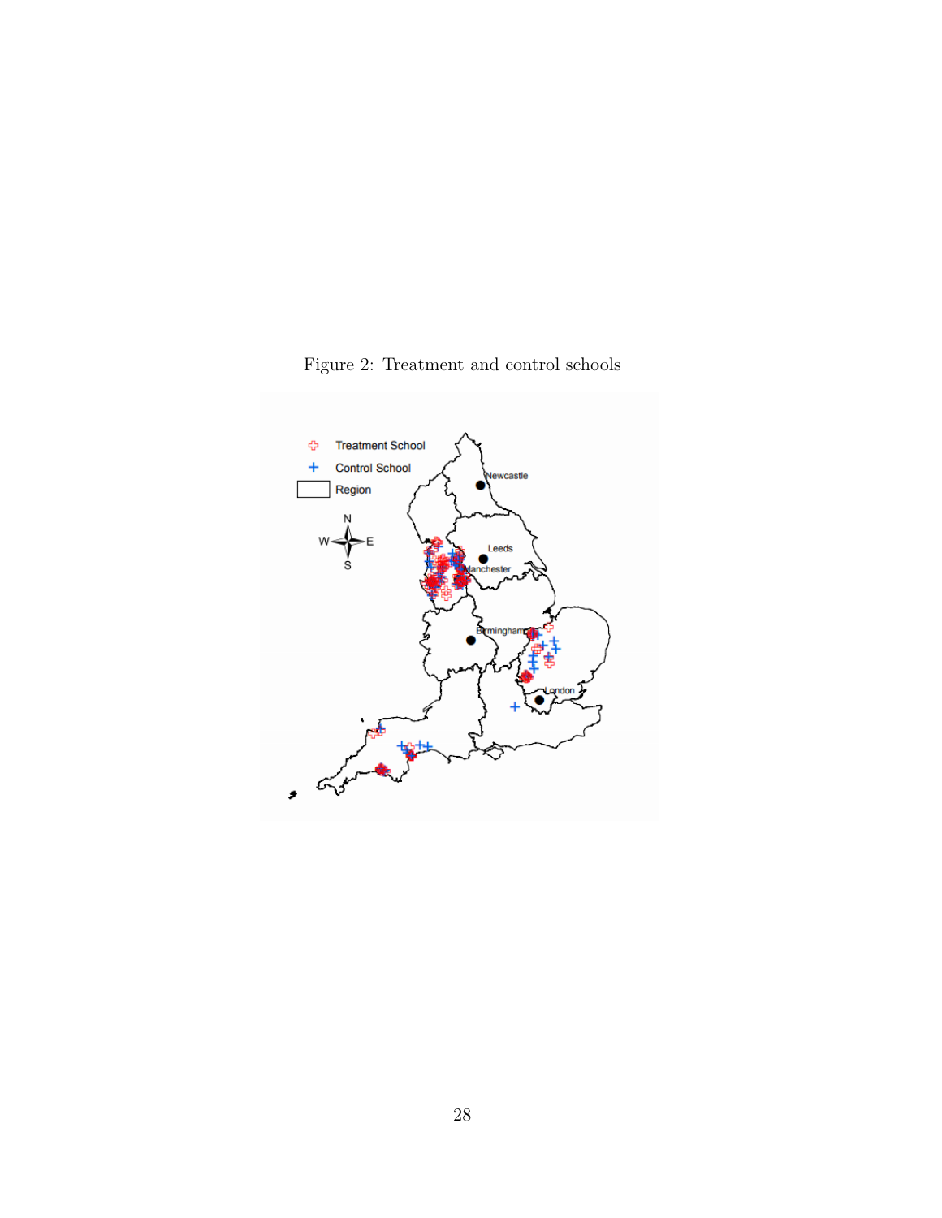Figure 2: Treatment and control schools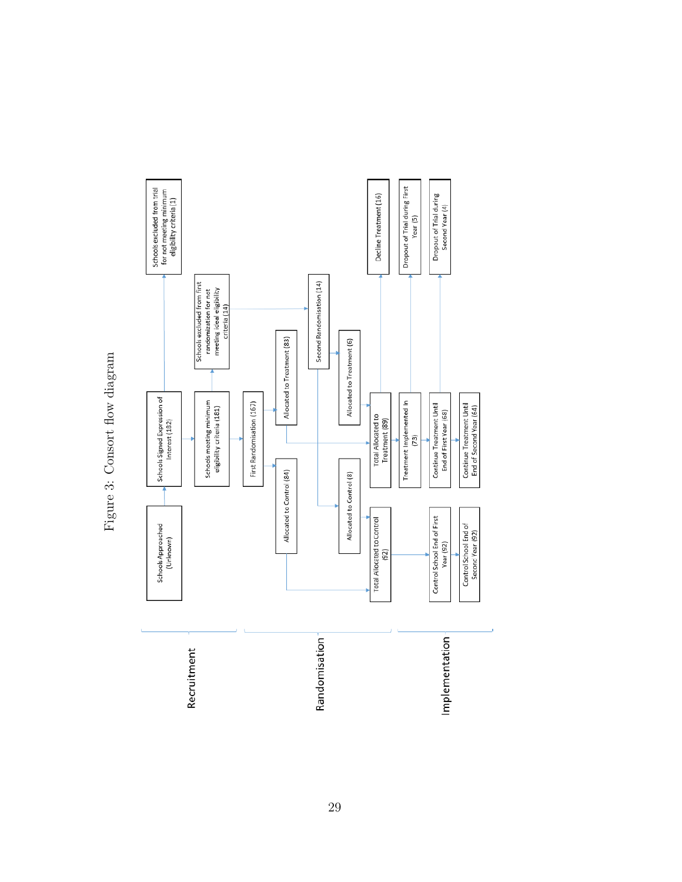Figure 3: Consort flow diagram

**Recruitment**

- Schools Approached (Unknown)
- Schools Signed Expression of Interest (182)
- Schools excluded from trial for not meeting minimum eligibility criteria (1)
- Schools meeting minimum eligibility criteria (181)

**Randomisation**

- Schools excluded from first randomization for not meeting ideal eligibility criteria (14)
- First Randomisation (167)
- Allocated to Treatment (83)
- Allocated to Control (84)
- Second Randomisation (14)
- Allocated to Treatment (6)
- Allocated to Control (8)
- Total Allocated to Treatment (89)
- Total Allocted to Control (92)

**Implementation**

- Decline Treatment (16)
- Treatment Implemented In (73)
- Dropout of Trial during First Year (5)
- Continue Treatment Until End of First Year (68)
- Dropout of Trial during Second Year (4)
- Continue Treatment Until End of Second Year (64)
- Control School End of First Year (92)
- Control School End of Seconc Year (92)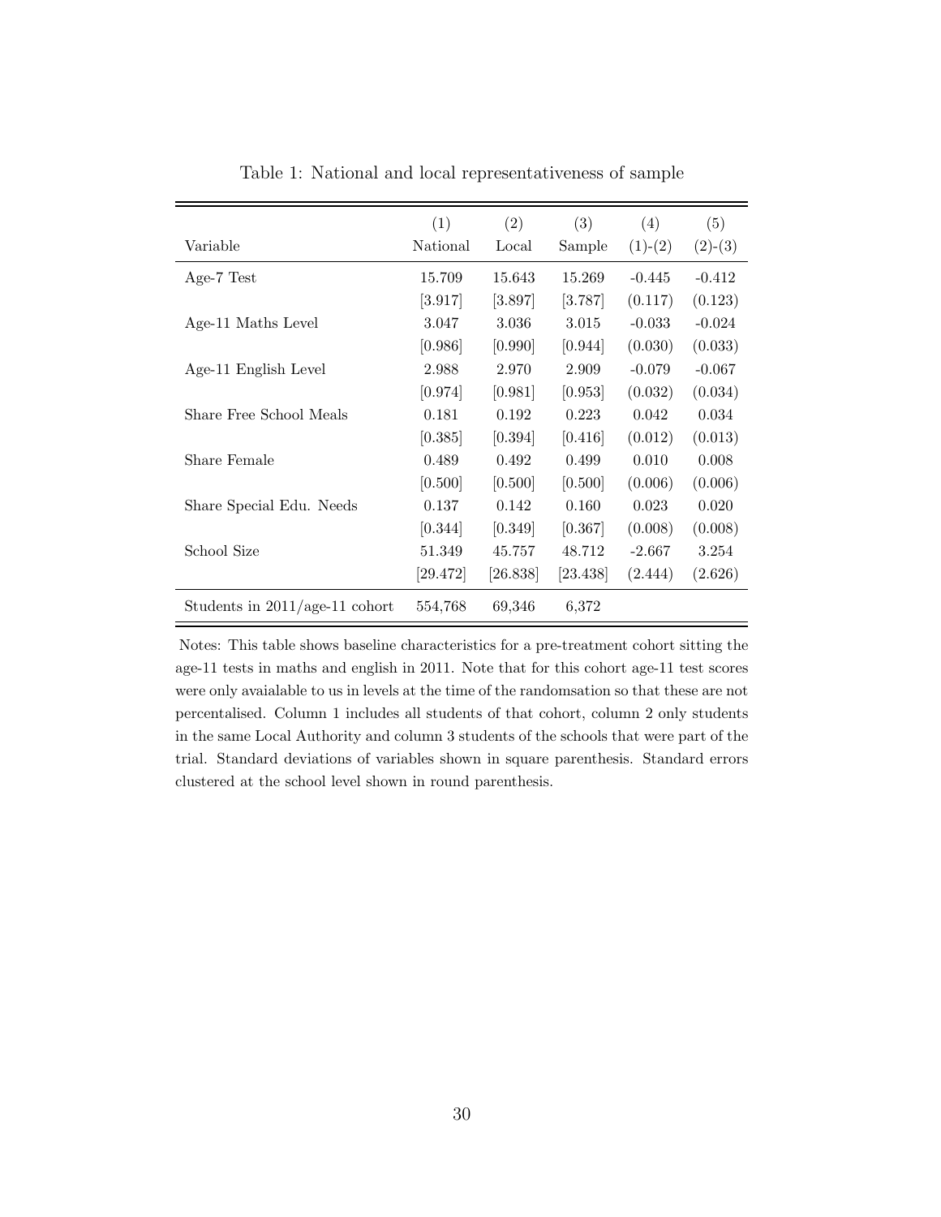Table 1: National and local representativeness of sample

| Variable | (1) National | (2) Local | (3) Sample | (4) (1)-(2) | (5) (2)-(3) |
|---|---|---|---|---|---|
| Age-7 Test | 15.709 | 15.643 | 15.269 | -0.445 | -0.412 |
| | [3.917] | [3.897] | [3.787] | (0.117) | (0.123) |
| Age-11 Maths Level | 3.047 | 3.036 | 3.015 | -0.033 | -0.024 |
| | [0.986] | [0.990] | [0.944] | (0.030) | (0.033) |
| Age-11 English Level | 2.988 | 2.970 | 2.909 | -0.079 | -0.067 |
| | [0.974] | [0.981] | [0.953] | (0.032) | (0.034) |
| Share Free School Meals | 0.181 | 0.192 | 0.223 | 0.042 | 0.034 |
| | [0.385] | [0.394] | [0.416] | (0.012) | (0.013) |
| Share Female | 0.489 | 0.492 | 0.499 | 0.010 | 0.008 |
| | [0.500] | [0.500] | [0.500] | (0.006) | (0.006) |
| Share Special Edu. Needs | 0.137 | 0.142 | 0.160 | 0.023 | 0.020 |
| | [0.344] | [0.349] | [0.367] | (0.008) | (0.008) |
| School Size | 51.349 | 45.757 | 48.712 | -2.667 | 3.254 |
| | [29.472] | [26.838] | [23.438] | (2.444) | (2.626) |
| Students in 2011/age-11 cohort | 554,768 | 69,346 | 6,372 | | |

Notes: This table shows baseline characteristics for a pre-treatment cohort sitting the age-11 tests in maths and english in 2011. Note that for this cohort age-11 test scores were only avaialable to us in levels at the time of the randomsation so that these are not percentalised. Column 1 includes all students of that cohort, column 2 only students in the same Local Authority and column 3 students of the schools that were part of the trial. Standard deviations of variables shown in square parenthesis. Standard errors clustered at the school level shown in round parenthesis.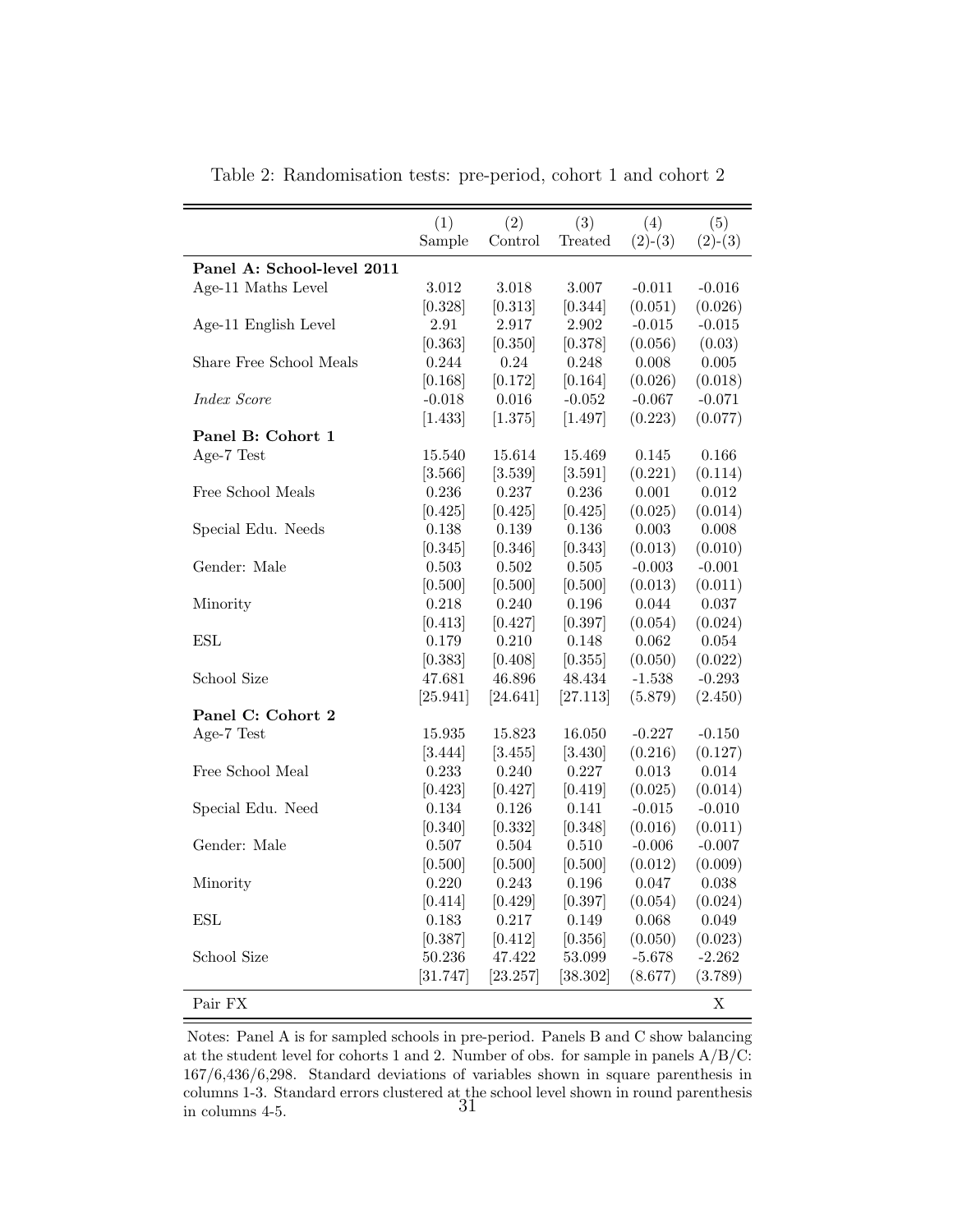Table 2: Randomisation tests: pre-period, cohort 1 and cohort 2

| | (1) Sample | (2) Control | (3) Treated | (4) (2)-(3) | (5) (2)-(3) |
|---|---|---|---|---|---|
| **Panel A: School-level 2011** | | | | | |
| Age-11 Maths Level | 3.012 | 3.018 | 3.007 | -0.011 | -0.016 |
| | [0.328] | [0.313] | [0.344] | (0.051) | (0.026) |
| Age-11 English Level | 2.91 | 2.917 | 2.902 | -0.015 | -0.015 |
| | [0.363] | [0.350] | [0.378] | (0.056) | (0.03) |
| Share Free School Meals | 0.244 | 0.24 | 0.248 | 0.008 | 0.005 |
| | [0.168] | [0.172] | [0.164] | (0.026) | (0.018) |
| *Index Score* | -0.018 | 0.016 | -0.052 | -0.067 | -0.071 |
| | [1.433] | [1.375] | [1.497] | (0.223) | (0.077) |
| **Panel B: Cohort 1** | | | | | |
| Age-7 Test | 15.540 | 15.614 | 15.469 | 0.145 | 0.166 |
| | [3.566] | [3.539] | [3.591] | (0.221) | (0.114) |
| Free School Meals | 0.236 | 0.237 | 0.236 | 0.001 | 0.012 |
| | [0.425] | [0.425] | [0.425] | (0.025) | (0.014) |
| Special Edu. Needs | 0.138 | 0.139 | 0.136 | 0.003 | 0.008 |
| | [0.345] | [0.346] | [0.343] | (0.013) | (0.010) |
| Gender: Male | 0.503 | 0.502 | 0.505 | -0.003 | -0.001 |
| | [0.500] | [0.500] | [0.500] | (0.013) | (0.011) |
| Minority | 0.218 | 0.240 | 0.196 | 0.044 | 0.037 |
| | [0.413] | [0.427] | [0.397] | (0.054) | (0.024) |
| ESL | 0.179 | 0.210 | 0.148 | 0.062 | 0.054 |
| | [0.383] | [0.408] | [0.355] | (0.050) | (0.022) |
| School Size | 47.681 | 46.896 | 48.434 | -1.538 | -0.293 |
| | [25.941] | [24.641] | [27.113] | (5.879) | (2.450) |
| **Panel C: Cohort 2** | | | | | |
| Age-7 Test | 15.935 | 15.823 | 16.050 | -0.227 | -0.150 |
| | [3.444] | [3.455] | [3.430] | (0.216) | (0.127) |
| Free School Meal | 0.233 | 0.240 | 0.227 | 0.013 | 0.014 |
| | [0.423] | [0.427] | [0.419] | (0.025) | (0.014) |
| Special Edu. Need | 0.134 | 0.126 | 0.141 | -0.015 | -0.010 |
| | [0.340] | [0.332] | [0.348] | (0.016) | (0.011) |
| Gender: Male | 0.507 | 0.504 | 0.510 | -0.006 | -0.007 |
| | [0.500] | [0.500] | [0.500] | (0.012) | (0.009) |
| Minority | 0.220 | 0.243 | 0.196 | 0.047 | 0.038 |
| | [0.414] | [0.429] | [0.397] | (0.054) | (0.024) |
| ESL | 0.183 | 0.217 | 0.149 | 0.068 | 0.049 |
| | [0.387] | [0.412] | [0.356] | (0.050) | (0.023) |
| School Size | 50.236 | 47.422 | 53.099 | -5.678 | -2.262 |
| | [31.747] | [23.257] | [38.302] | (8.677) | (3.789) |
| Pair FX | | | | | X |

Notes: Panel A is for sampled schools in pre-period. Panels B and C show balancing at the student level for cohorts 1 and 2. Number of obs. for sample in panels A/B/C: 167/6,436/6,298. Standard deviations of variables shown in square parenthesis in columns 1-3. Standard errors clustered at the school level shown in round parenthesis in columns 4-5.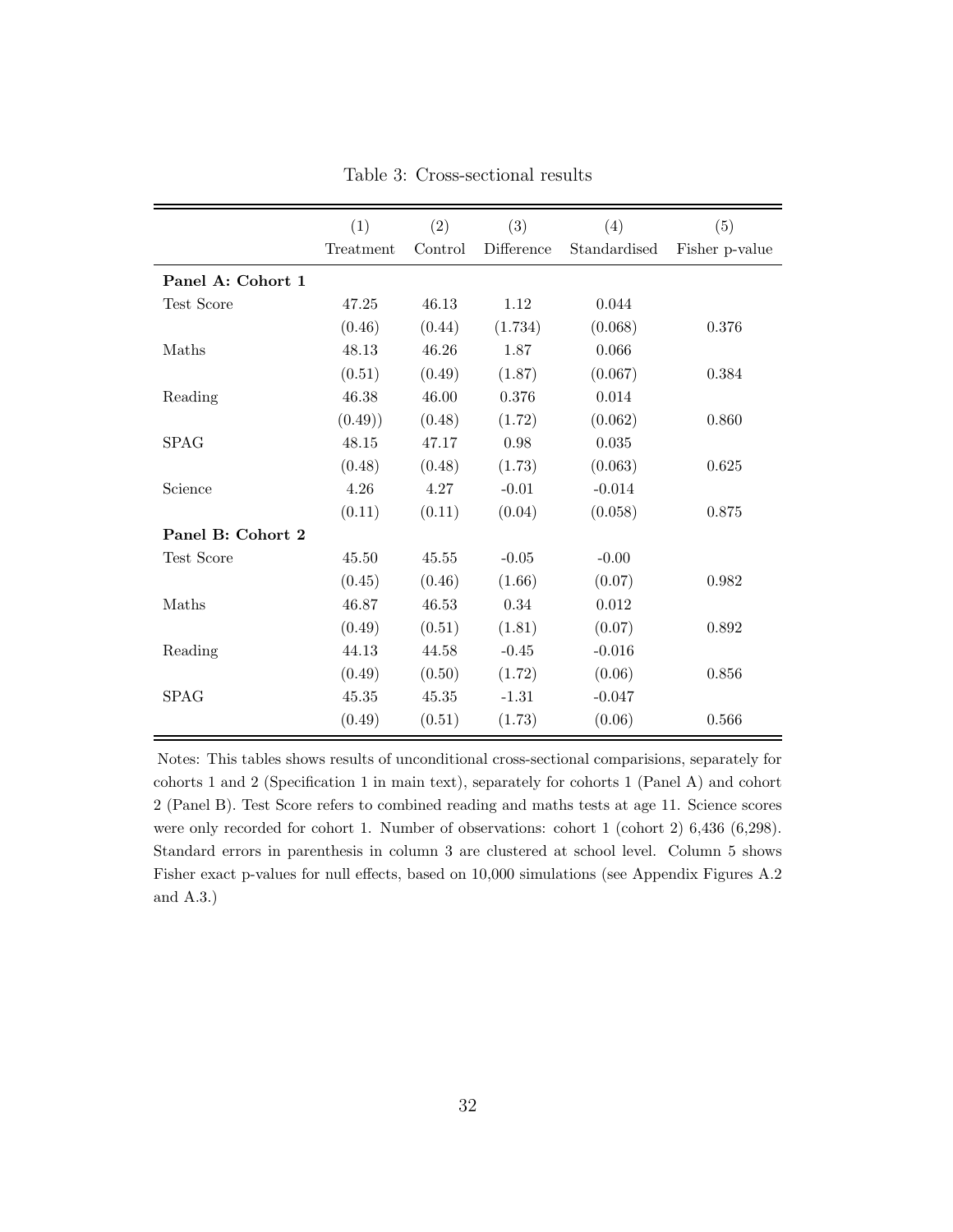Table 3: Cross-sectional results

| | (1) Treatment | (2) Control | (3) Difference | (4) Standardised | (5) Fisher p-value |
|---|---|---|---|---|---|
| **Panel A: Cohort 1** | | | | | |
| Test Score | 47.25 | 46.13 | 1.12 | 0.044 | |
| | (0.46) | (0.44) | (1.734) | (0.068) | 0.376 |
| Maths | 48.13 | 46.26 | 1.87 | 0.066 | |
| | (0.51) | (0.49) | (1.87) | (0.067) | 0.384 |
| Reading | 46.38 | 46.00 | 0.376 | 0.014 | |
| | (0.49)) | (0.48) | (1.72) | (0.062) | 0.860 |
| SPAG | 48.15 | 47.17 | 0.98 | 0.035 | |
| | (0.48) | (0.48) | (1.73) | (0.063) | 0.625 |
| Science | 4.26 | 4.27 | -0.01 | -0.014 | |
| | (0.11) | (0.11) | (0.04) | (0.058) | 0.875 |
| **Panel B: Cohort 2** | | | | | |
| Test Score | 45.50 | 45.55 | -0.05 | -0.00 | |
| | (0.45) | (0.46) | (1.66) | (0.07) | 0.982 |
| Maths | 46.87 | 46.53 | 0.34 | 0.012 | |
| | (0.49) | (0.51) | (1.81) | (0.07) | 0.892 |
| Reading | 44.13 | 44.58 | -0.45 | -0.016 | |
| | (0.49) | (0.50) | (1.72) | (0.06) | 0.856 |
| SPAG | 45.35 | 45.35 | -1.31 | -0.047 | |
| | (0.49) | (0.51) | (1.73) | (0.06) | 0.566 |

Notes: This tables shows results of unconditional cross-sectional comparisions, separately for cohorts 1 and 2 (Specification 1 in main text), separately for cohorts 1 (Panel A) and cohort 2 (Panel B). Test Score refers to combined reading and maths tests at age 11. Science scores were only recorded for cohort 1. Number of observations: cohort 1 (cohort 2) 6,436 (6,298). Standard errors in parenthesis in column 3 are clustered at school level. Column 5 shows Fisher exact p-values for null effects, based on 10,000 simulations (see Appendix Figures A.2 and A.3.)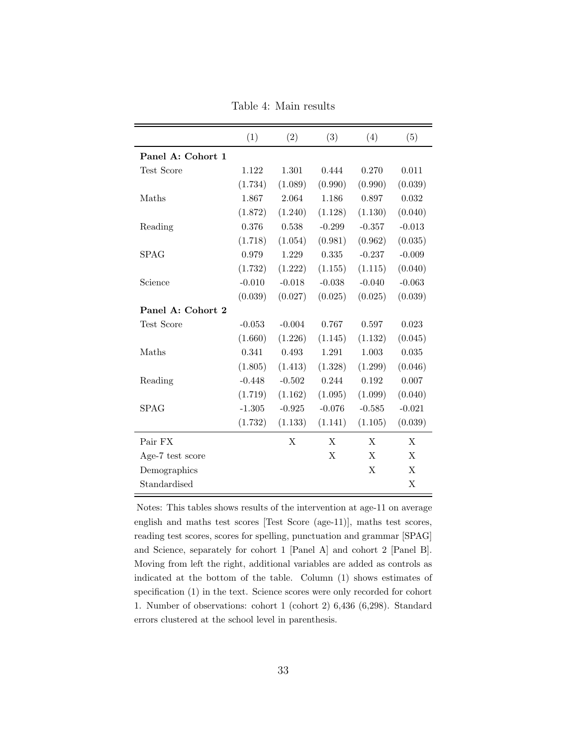Table 4: Main results

| | (1) | (2) | (3) | (4) | (5) |
|---|---|---|---|---|---|
| **Panel A: Cohort 1** | | | | | |
| Test Score | 1.122 | 1.301 | 0.444 | 0.270 | 0.011 |
| | (1.734) | (1.089) | (0.990) | (0.990) | (0.039) |
| Maths | 1.867 | 2.064 | 1.186 | 0.897 | 0.032 |
| | (1.872) | (1.240) | (1.128) | (1.130) | (0.040) |
| Reading | 0.376 | 0.538 | -0.299 | -0.357 | -0.013 |
| | (1.718) | (1.054) | (0.981) | (0.962) | (0.035) |
| SPAG | 0.979 | 1.229 | 0.335 | -0.237 | -0.009 |
| | (1.732) | (1.222) | (1.155) | (1.115) | (0.040) |
| Science | -0.010 | -0.018 | -0.038 | -0.040 | -0.063 |
| | (0.039) | (0.027) | (0.025) | (0.025) | (0.039) |
| **Panel A: Cohort 2** | | | | | |
| Test Score | -0.053 | -0.004 | 0.767 | 0.597 | 0.023 |
| | (1.660) | (1.226) | (1.145) | (1.132) | (0.045) |
| Maths | 0.341 | 0.493 | 1.291 | 1.003 | 0.035 |
| | (1.805) | (1.413) | (1.328) | (1.299) | (0.046) |
| Reading | -0.448 | -0.502 | 0.244 | 0.192 | 0.007 |
| | (1.719) | (1.162) | (1.095) | (1.099) | (0.040) |
| SPAG | -1.305 | -0.925 | -0.076 | -0.585 | -0.021 |
| | (1.732) | (1.133) | (1.141) | (1.105) | (0.039) |
| Pair FX | | X | X | X | X |
| Age-7 test score | | | X | X | X |
| Demographics | | | | X | X |
| Standardised | | | | | X |

Notes: This tables shows results of the intervention at age-11 on average english and maths test scores [Test Score (age-11)], maths test scores, reading test scores, scores for spelling, punctuation and grammar [SPAG] and Science, separately for cohort 1 [Panel A] and cohort 2 [Panel B]. Moving from left the right, additional variables are added as controls as indicated at the bottom of the table. Column (1) shows estimates of specification (1) in the text. Science scores were only recorded for cohort 1. Number of observations: cohort 1 (cohort 2) 6,436 (6,298). Standard errors clustered at the school level in parenthesis.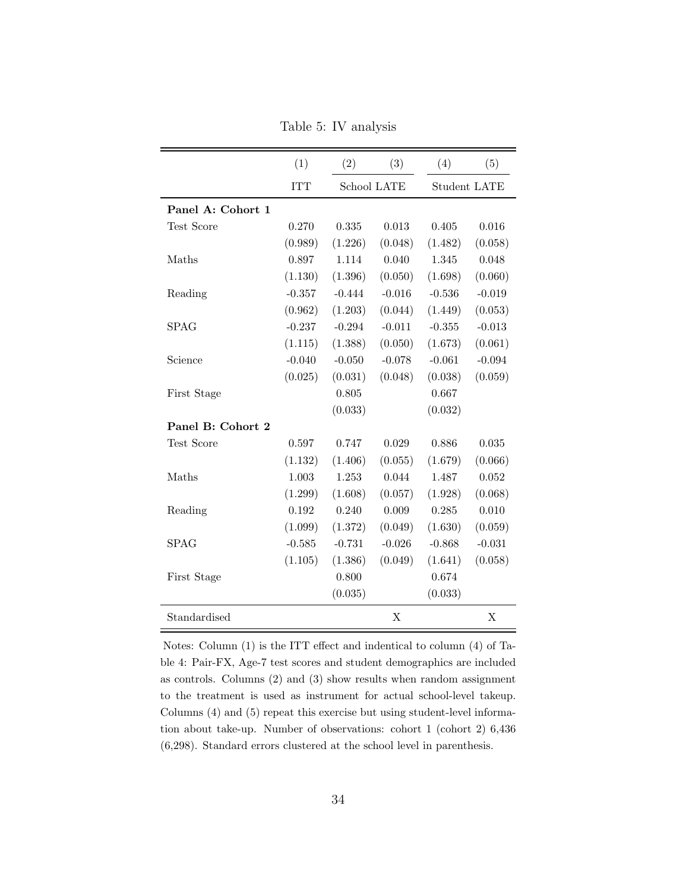Table 5: IV analysis

| | (1) | (2) | (3) | (4) | (5) |
|---|---|---|---|---|---|
| | ITT | School LATE | | Student LATE | |
| **Panel A: Cohort 1** | | | | | |
| Test Score | 0.270 | 0.335 | 0.013 | 0.405 | 0.016 |
| | (0.989) | (1.226) | (0.048) | (1.482) | (0.058) |
| Maths | 0.897 | 1.114 | 0.040 | 1.345 | 0.048 |
| | (1.130) | (1.396) | (0.050) | (1.698) | (0.060) |
| Reading | -0.357 | -0.444 | -0.016 | -0.536 | -0.019 |
| | (0.962) | (1.203) | (0.044) | (1.449) | (0.053) |
| SPAG | -0.237 | -0.294 | -0.011 | -0.355 | -0.013 |
| | (1.115) | (1.388) | (0.050) | (1.673) | (0.061) |
| Science | -0.040 | -0.050 | -0.078 | -0.061 | -0.094 |
| | (0.025) | (0.031) | (0.048) | (0.038) | (0.059) |
| First Stage | | 0.805 | | 0.667 | |
| | | (0.033) | | (0.032) | |
| **Panel B: Cohort 2** | | | | | |
| Test Score | 0.597 | 0.747 | 0.029 | 0.886 | 0.035 |
| | (1.132) | (1.406) | (0.055) | (1.679) | (0.066) |
| Maths | 1.003 | 1.253 | 0.044 | 1.487 | 0.052 |
| | (1.299) | (1.608) | (0.057) | (1.928) | (0.068) |
| Reading | 0.192 | 0.240 | 0.009 | 0.285 | 0.010 |
| | (1.099) | (1.372) | (0.049) | (1.630) | (0.059) |
| SPAG | -0.585 | -0.731 | -0.026 | -0.868 | -0.031 |
| | (1.105) | (1.386) | (0.049) | (1.641) | (0.058) |
| First Stage | | 0.800 | | 0.674 | |
| | | (0.035) | | (0.033) | |
| Standardised | | | X | | X |

Notes: Column (1) is the ITT effect and indentical to column (4) of Table 4: Pair-FX, Age-7 test scores and student demographics are included as controls. Columns (2) and (3) show results when random assignment to the treatment is used as instrument for actual school-level takeup. Columns (4) and (5) repeat this exercise but using student-level information about take-up. Number of observations: cohort 1 (cohort 2) 6,436 (6,298). Standard errors clustered at the school level in parenthesis.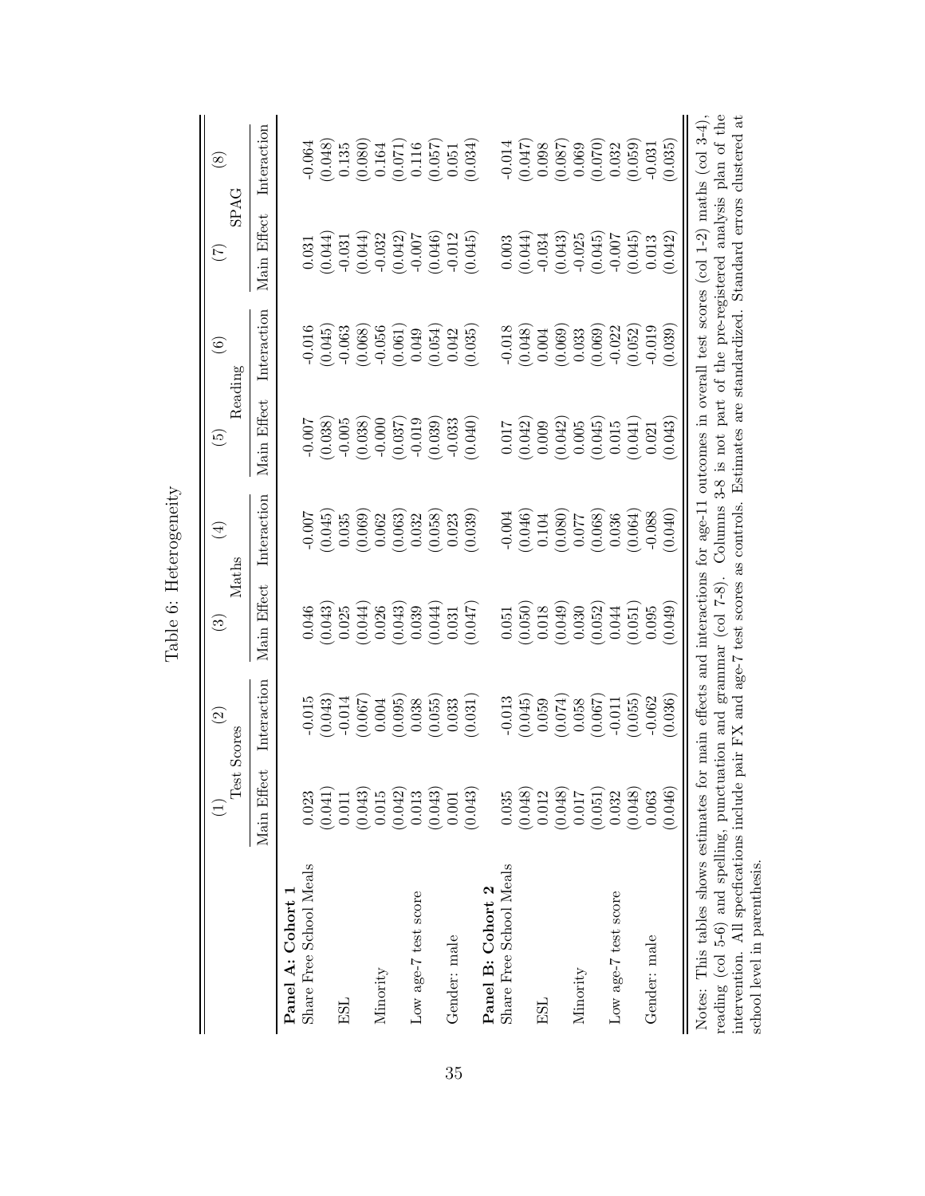Table 6: Heterogeneity

| | (1) | (2) | (3) | (4) | (5) | (6) | (7) | (8) |
|---|---|---|---|---|---|---|---|---|
| | Test Scores | | Maths | | Reading | | SPAG | |
| | Main Effect | Interaction | Main Effect | Interaction | Main Effect | Interaction | Main Effect | Interaction |
| **Panel A: Cohort 1** | | | | | | | | |
| Share Free School Meals | 0.023 | -0.015 | 0.046 | -0.007 | -0.007 | -0.016 | 0.031 | -0.064 |
| | (0.041) | (0.043) | (0.043) | (0.045) | (0.038) | (0.045) | (0.044) | (0.048) |
| ESL | 0.011 | -0.014 | 0.025 | 0.035 | -0.005 | -0.063 | -0.031 | 0.135 |
| | (0.043) | (0.067) | (0.044) | (0.069) | (0.038) | (0.068) | (0.044) | (0.080) |
| Minority | 0.015 | 0.004 | 0.026 | 0.062 | -0.000 | -0.056 | -0.032 | 0.164 |
| | (0.042) | (0.095) | (0.043) | (0.063) | (0.037) | (0.061) | (0.042) | (0.071) |
| Low age-7 test score | 0.013 | 0.038 | 0.039 | 0.032 | -0.019 | 0.049 | -0.007 | 0.116 |
| | (0.043) | (0.055) | (0.044) | (0.058) | (0.039) | (0.054) | (0.046) | (0.057) |
| Gender: male | 0.001 | 0.033 | 0.031 | 0.023 | -0.033 | 0.042 | -0.012 | 0.051 |
| | (0.043) | (0.031) | (0.047) | (0.039) | (0.040) | (0.035) | (0.045) | (0.034) |
| **Panel B: Cohort 2** | | | | | | | | |
| Share Free School Meals | 0.035 | -0.013 | 0.051 | -0.004 | 0.017 | -0.018 | 0.003 | -0.014 |
| | (0.048) | (0.045) | (0.050) | (0.046) | (0.042) | (0.048) | (0.044) | (0.047) |
| ESL | 0.012 | 0.059 | 0.018 | 0.104 | 0.009 | 0.004 | -0.034 | 0.098 |
| | (0.048) | (0.074) | (0.049) | (0.080) | (0.042) | (0.069) | (0.043) | (0.087) |
| Minority | 0.017 | 0.058 | 0.030 | 0.077 | 0.005 | 0.033 | -0.025 | 0.069 |
| | (0.051) | (0.067) | (0.052) | (0.068) | (0.045) | (0.069) | (0.045) | (0.070) |
| Low age-7 test score | 0.032 | -0.011 | 0.044 | 0.036 | 0.015 | -0.022 | -0.007 | 0.032 |
| | (0.048) | (0.055) | (0.051) | (0.064) | (0.041) | (0.052) | (0.045) | (0.059) |
| Gender: male | 0.063 | -0.062 | 0.095 | -0.088 | 0.021 | -0.019 | 0.013 | -0.031 |
| | (0.046) | (0.036) | (0.049) | (0.040) | (0.043) | (0.039) | (0.042) | (0.035) |

Notes: This tables shows estimates for main effects and interactions for age-11 outcomes in overall test scores (col 1-2) maths (col 3-4), reading (col 5-6) and spelling, punctuation and grammar (col 7-8). Columns 3-8 is not part of the pre-registered analysis plan of the intervention. All specfications include pair FX and age-7 test scores as controls. Estimates are standardized. Standard errors clustered at school level in parenthesis.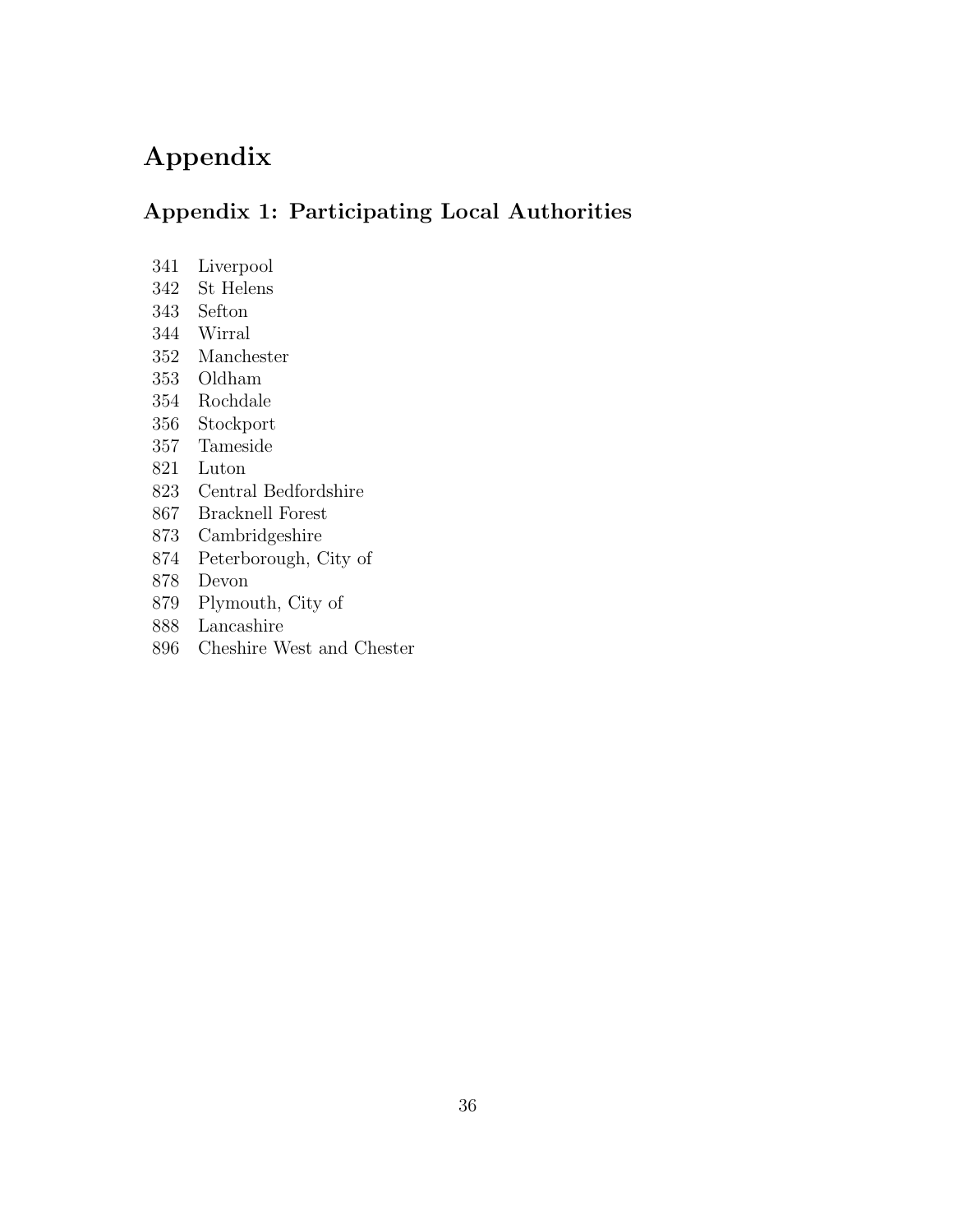# Appendix

## Appendix 1: Participating Local Authorities

341 Liverpool
342 St Helens
343 Sefton
344 Wirral
352 Manchester
353 Oldham
354 Rochdale
356 Stockport
357 Tameside
821 Luton
823 Central Bedfordshire
867 Bracknell Forest
873 Cambridgeshire
874 Peterborough, City of
878 Devon
879 Plymouth, City of
888 Lancashire
896 Cheshire West and Chester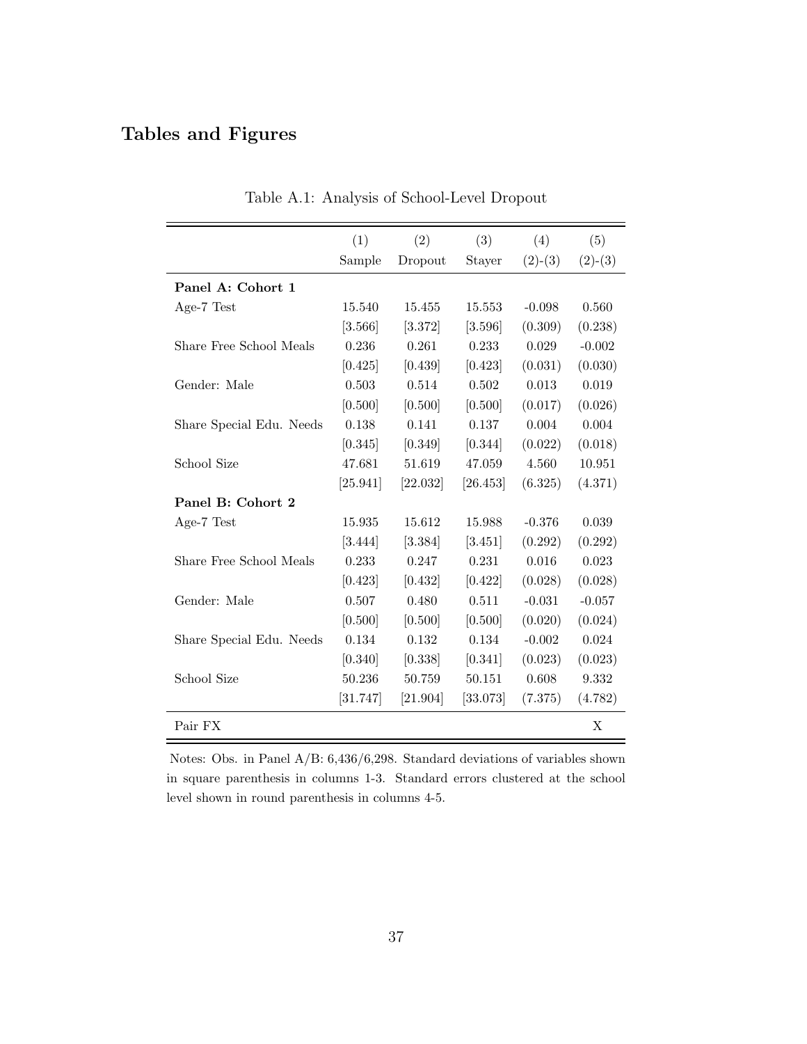# Tables and Figures

Table A.1: Analysis of School-Level Dropout

| | (1) | (2) | (3) | (4) | (5) |
|---|---|---|---|---|---|
| | Sample | Dropout | Stayer | (2)-(3) | (2)-(3) |
| **Panel A: Cohort 1** | | | | | |
| Age-7 Test | 15.540 | 15.455 | 15.553 | -0.098 | 0.560 |
| | [3.566] | [3.372] | [3.596] | (0.309) | (0.238) |
| Share Free School Meals | 0.236 | 0.261 | 0.233 | 0.029 | -0.002 |
| | [0.425] | [0.439] | [0.423] | (0.031) | (0.030) |
| Gender: Male | 0.503 | 0.514 | 0.502 | 0.013 | 0.019 |
| | [0.500] | [0.500] | [0.500] | (0.017) | (0.026) |
| Share Special Edu. Needs | 0.138 | 0.141 | 0.137 | 0.004 | 0.004 |
| | [0.345] | [0.349] | [0.344] | (0.022) | (0.018) |
| School Size | 47.681 | 51.619 | 47.059 | 4.560 | 10.951 |
| | [25.941] | [22.032] | [26.453] | (6.325) | (4.371) |
| **Panel B: Cohort 2** | | | | | |
| Age-7 Test | 15.935 | 15.612 | 15.988 | -0.376 | 0.039 |
| | [3.444] | [3.384] | [3.451] | (0.292) | (0.292) |
| Share Free School Meals | 0.233 | 0.247 | 0.231 | 0.016 | 0.023 |
| | [0.423] | [0.432] | [0.422] | (0.028) | (0.028) |
| Gender: Male | 0.507 | 0.480 | 0.511 | -0.031 | -0.057 |
| | [0.500] | [0.500] | [0.500] | (0.020) | (0.024) |
| Share Special Edu. Needs | 0.134 | 0.132 | 0.134 | -0.002 | 0.024 |
| | [0.340] | [0.338] | [0.341] | (0.023) | (0.023) |
| School Size | 50.236 | 50.759 | 50.151 | 0.608 | 9.332 |
| | [31.747] | [21.904] | [33.073] | (7.375) | (4.782) |
| Pair FX | | | | | X |

Notes: Obs. in Panel A/B: 6,436/6,298. Standard deviations of variables shown in square parenthesis in columns 1-3. Standard errors clustered at the school level shown in round parenthesis in columns 4-5.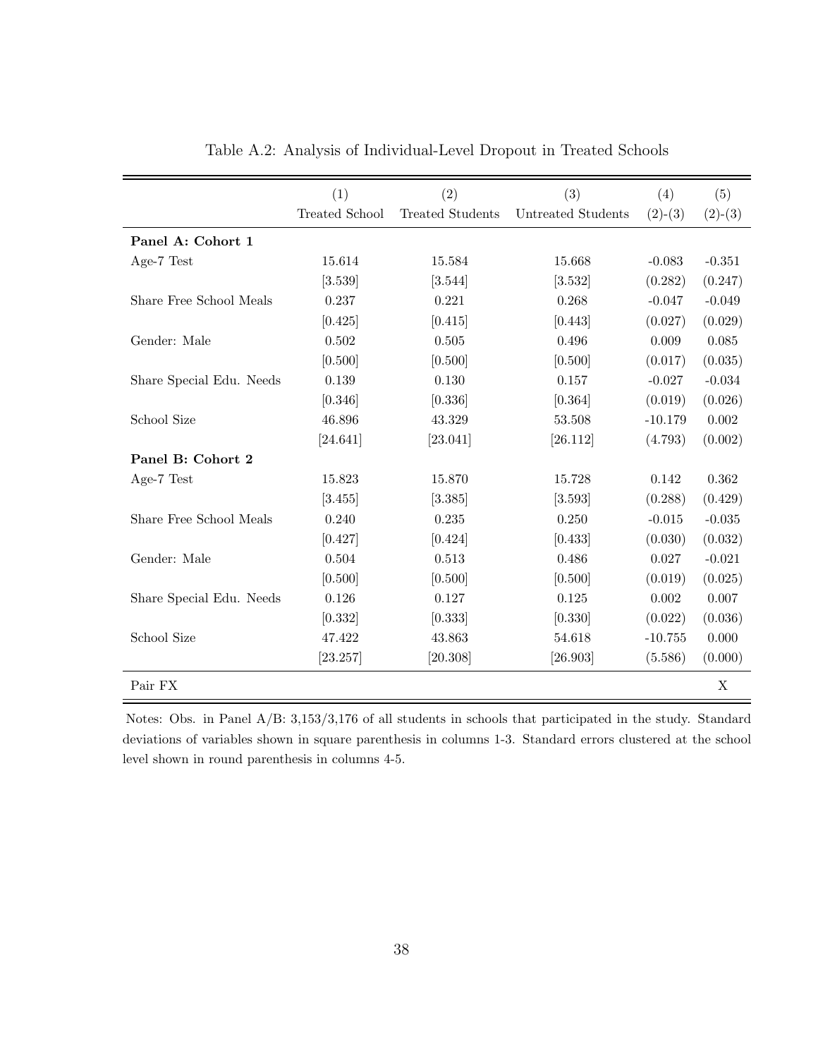Table A.2: Analysis of Individual-Level Dropout in Treated Schools

| | (1) | (2) | (3) | (4) | (5) |
|---|---|---|---|---|---|
| | Treated School | Treated Students | Untreated Students | (2)-(3) | (2)-(3) |
| **Panel A: Cohort 1** | | | | | |
| Age-7 Test | 15.614 | 15.584 | 15.668 | -0.083 | -0.351 |
| | [3.539] | [3.544] | [3.532] | (0.282) | (0.247) |
| Share Free School Meals | 0.237 | 0.221 | 0.268 | -0.047 | -0.049 |
| | [0.425] | [0.415] | [0.443] | (0.027) | (0.029) |
| Gender: Male | 0.502 | 0.505 | 0.496 | 0.009 | 0.085 |
| | [0.500] | [0.500] | [0.500] | (0.017) | (0.035) |
| Share Special Edu. Needs | 0.139 | 0.130 | 0.157 | -0.027 | -0.034 |
| | [0.346] | [0.336] | [0.364] | (0.019) | (0.026) |
| School Size | 46.896 | 43.329 | 53.508 | -10.179 | 0.002 |
| | [24.641] | [23.041] | [26.112] | (4.793) | (0.002) |
| **Panel B: Cohort 2** | | | | | |
| Age-7 Test | 15.823 | 15.870 | 15.728 | 0.142 | 0.362 |
| | [3.455] | [3.385] | [3.593] | (0.288) | (0.429) |
| Share Free School Meals | 0.240 | 0.235 | 0.250 | -0.015 | -0.035 |
| | [0.427] | [0.424] | [0.433] | (0.030) | (0.032) |
| Gender: Male | 0.504 | 0.513 | 0.486 | 0.027 | -0.021 |
| | [0.500] | [0.500] | [0.500] | (0.019) | (0.025) |
| Share Special Edu. Needs | 0.126 | 0.127 | 0.125 | 0.002 | 0.007 |
| | [0.332] | [0.333] | [0.330] | (0.022) | (0.036) |
| School Size | 47.422 | 43.863 | 54.618 | -10.755 | 0.000 |
| | [23.257] | [20.308] | [26.903] | (5.586) | (0.000) |
| Pair FX | | | | | X |

Notes: Obs. in Panel A/B: 3,153/3,176 of all students in schools that participated in the study. Standard deviations of variables shown in square parenthesis in columns 1-3. Standard errors clustered at the school level shown in round parenthesis in columns 4-5.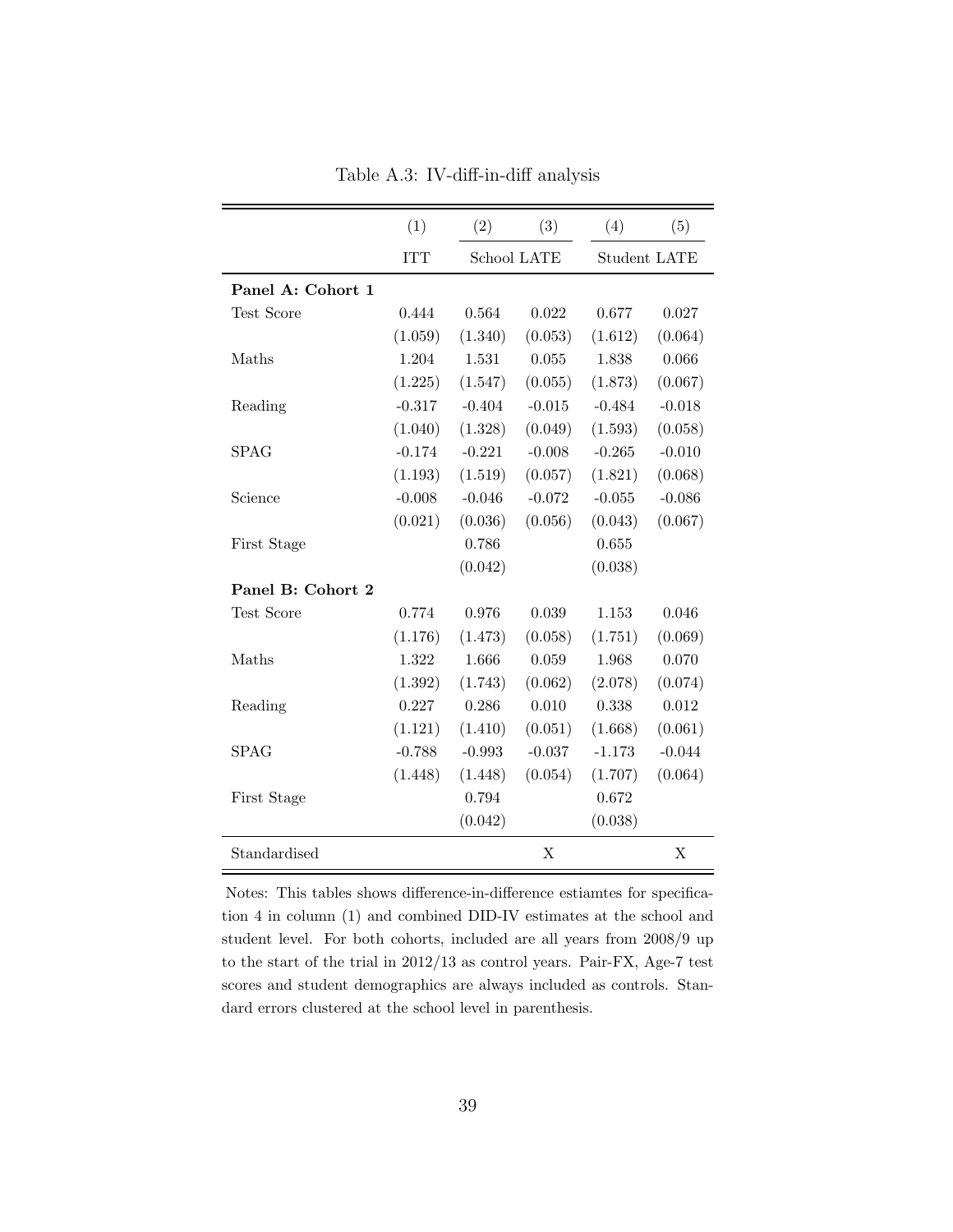Table A.3: IV-diff-in-diff analysis

| | (1) | (2) | (3) | (4) | (5) |
|---|---|---|---|---|---|
| | ITT | School LATE | | Student LATE | |
| **Panel A: Cohort 1** | | | | | |
| Test Score | 0.444 | 0.564 | 0.022 | 0.677 | 0.027 |
| | (1.059) | (1.340) | (0.053) | (1.612) | (0.064) |
| Maths | 1.204 | 1.531 | 0.055 | 1.838 | 0.066 |
| | (1.225) | (1.547) | (0.055) | (1.873) | (0.067) |
| Reading | -0.317 | -0.404 | -0.015 | -0.484 | -0.018 |
| | (1.040) | (1.328) | (0.049) | (1.593) | (0.058) |
| SPAG | -0.174 | -0.221 | -0.008 | -0.265 | -0.010 |
| | (1.193) | (1.519) | (0.057) | (1.821) | (0.068) |
| Science | -0.008 | -0.046 | -0.072 | -0.055 | -0.086 |
| | (0.021) | (0.036) | (0.056) | (0.043) | (0.067) |
| First Stage | | 0.786 | | 0.655 | |
| | | (0.042) | | (0.038) | |
| **Panel B: Cohort 2** | | | | | |
| Test Score | 0.774 | 0.976 | 0.039 | 1.153 | 0.046 |
| | (1.176) | (1.473) | (0.058) | (1.751) | (0.069) |
| Maths | 1.322 | 1.666 | 0.059 | 1.968 | 0.070 |
| | (1.392) | (1.743) | (0.062) | (2.078) | (0.074) |
| Reading | 0.227 | 0.286 | 0.010 | 0.338 | 0.012 |
| | (1.121) | (1.410) | (0.051) | (1.668) | (0.061) |
| SPAG | -0.788 | -0.993 | -0.037 | -1.173 | -0.044 |
| | (1.448) | (1.448) | (0.054) | (1.707) | (0.064) |
| First Stage | | 0.794 | | 0.672 | |
| | | (0.042) | | (0.038) | |
| Standardised | | | X | | X |

Notes: This tables shows difference-in-difference estiamtes for specification 4 in column (1) and combined DID-IV estimates at the school and student level. For both cohorts, included are all years from 2008/9 up to the start of the trial in 2012/13 as control years. Pair-FX, Age-7 test scores and student demographics are always included as controls. Standard errors clustered at the school level in parenthesis.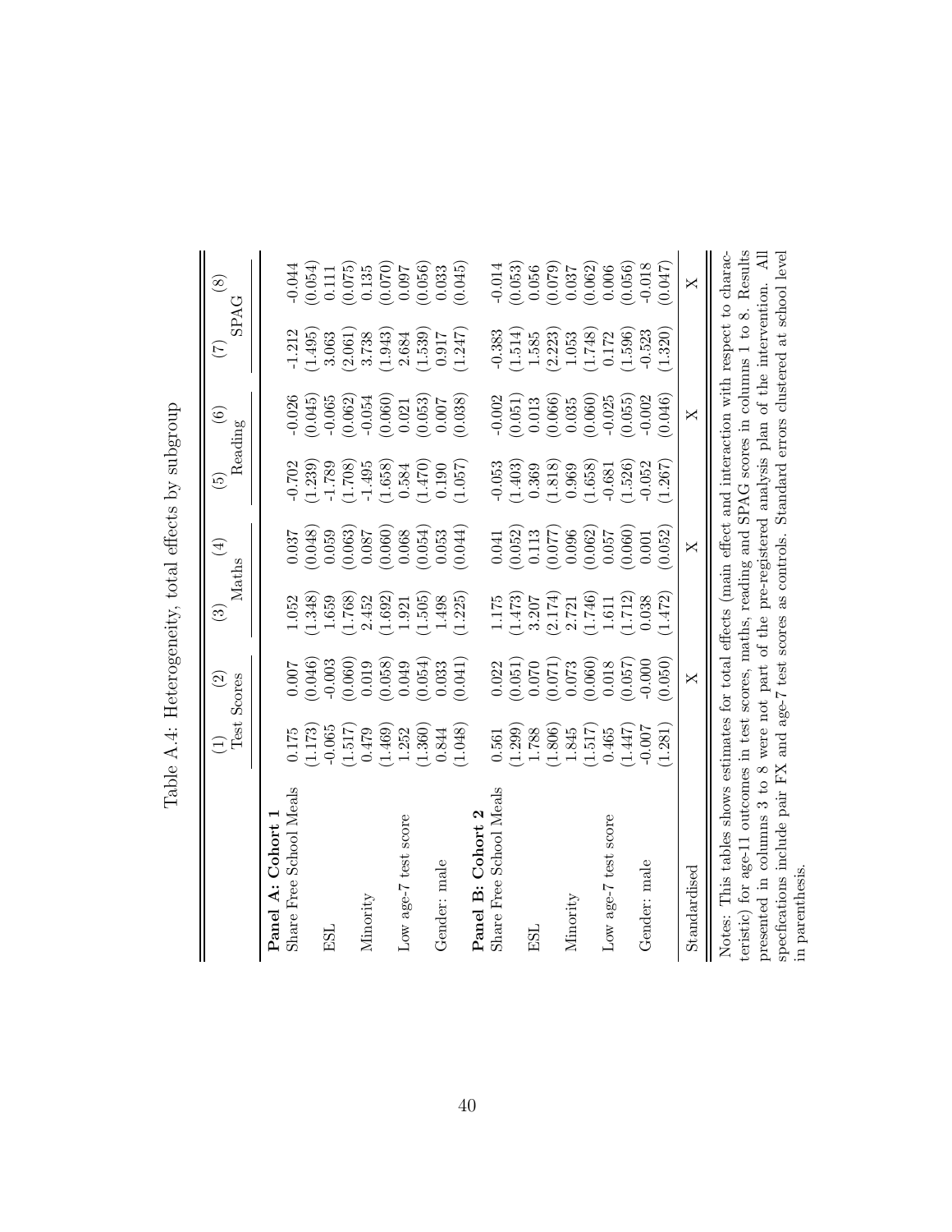Table A.4: Heterogeneity, total effects by subgroup

| | (1) | (2) | (3) | (4) | (5) | (6) | (7) | (8) |
|---|---|---|---|---|---|---|---|---|
| | Test Scores | | Maths | | Reading | | SPAG | |
| **Panel A: Cohort 1** | | | | | | | | |
| Share Free School Meals | 0.175 | 0.007 | 1.052 | 0.037 | -0.702 | -0.026 | -1.212 | -0.044 |
| | (1.173) | (0.046) | (1.348) | (0.048) | (1.239) | (0.045) | (1.495) | (0.054) |
| ESL | -0.065 | -0.003 | 1.659 | 0.059 | -1.789 | -0.065 | 3.063 | 0.111 |
| | (1.517) | (0.060) | (1.768) | (0.063) | (1.708) | (0.062) | (2.061) | (0.075) |
| Minority | 0.479 | 0.019 | 2.452 | 0.087 | -1.495 | -0.054 | 3.738 | 0.135 |
| | (1.469) | (0.058) | (1.692) | (0.060) | (1.658) | (0.060) | (1.943) | (0.070) |
| Low age-7 test score | 1.252 | 0.049 | 1.921 | 0.068 | 0.584 | 0.021 | 2.684 | 0.097 |
| | (1.360) | (0.054) | (1.505) | (0.054) | (1.470) | (0.053) | (1.539) | (0.056) |
| Gender: male | 0.844 | 0.033 | 1.498 | 0.053 | 0.190 | 0.007 | 0.917 | 0.033 |
| | (1.048) | (0.041) | (1.225) | (0.044) | (1.057) | (0.038) | (1.247) | (0.045) |
| **Panel B: Cohort 2** | | | | | | | | |
| Share Free School Meals | 0.561 | 0.022 | 1.175 | 0.041 | -0.053 | -0.002 | -0.383 | -0.014 |
| | (1.299) | (0.051) | (1.473) | (0.052) | (1.403) | (0.051) | (1.514) | (0.053) |
| ESL | 1.788 | 0.070 | 3.207 | 0.113 | 0.369 | 0.013 | 1.585 | 0.056 |
| | (1.806) | (0.071) | (2.174) | (0.077) | (1.818) | (0.066) | (2.223) | (0.079) |
| Minority | 1.845 | 0.073 | 2.721 | 0.096 | 0.969 | 0.035 | 1.053 | 0.037 |
| | (1.517) | (0.060) | (1.746) | (0.062) | (1.658) | (0.060) | (1.748) | (0.062) |
| Low age-7 test score | 0.465 | 0.018 | 1.611 | 0.057 | -0.681 | -0.025 | 0.172 | 0.006 |
| | (1.447) | (0.057) | (1.712) | (0.060) | (1.526) | (0.055) | (1.596) | (0.056) |
| Gender: male | -0.007 | -0.000 | 0.038 | 0.001 | -0.052 | -0.002 | -0.523 | -0.018 |
| | (1.281) | (0.050) | (1.472) | (0.052) | (1.267) | (0.046) | (1.320) | (0.047) |
| Standardised | | X | | X | | X | | X |

Notes: This tables shows estimates for total effects (main effect and interaction with respect to characteristic) for age-11 outcomes in test scores, maths, reading and SPAG scores in columns 1 to 8. Results presented in columns 3 to 8 were not part of the pre-registered analysis plan of the intervention. All specfications include pair FX and age-7 test scores as controls. Standard errors clustered at school level in parenthesis.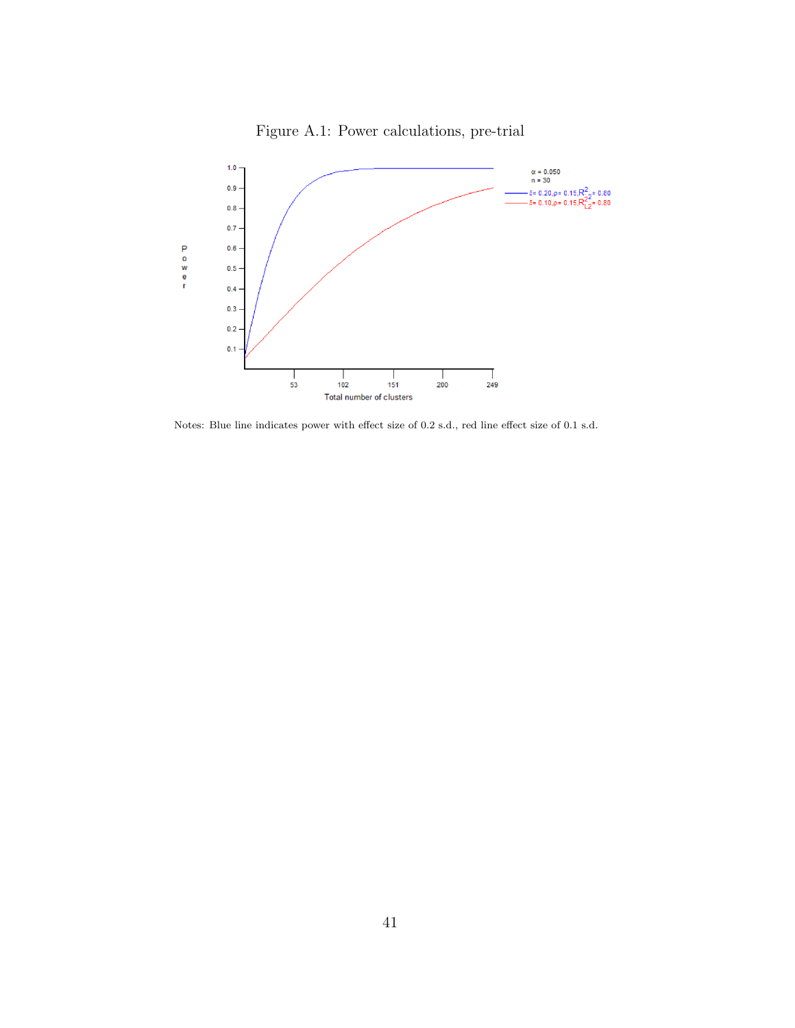Figure A.1: Power calculations, pre-trial

Notes: Blue line indicates power with effect size of 0.2 s.d., red line effect size of 0.1 s.d.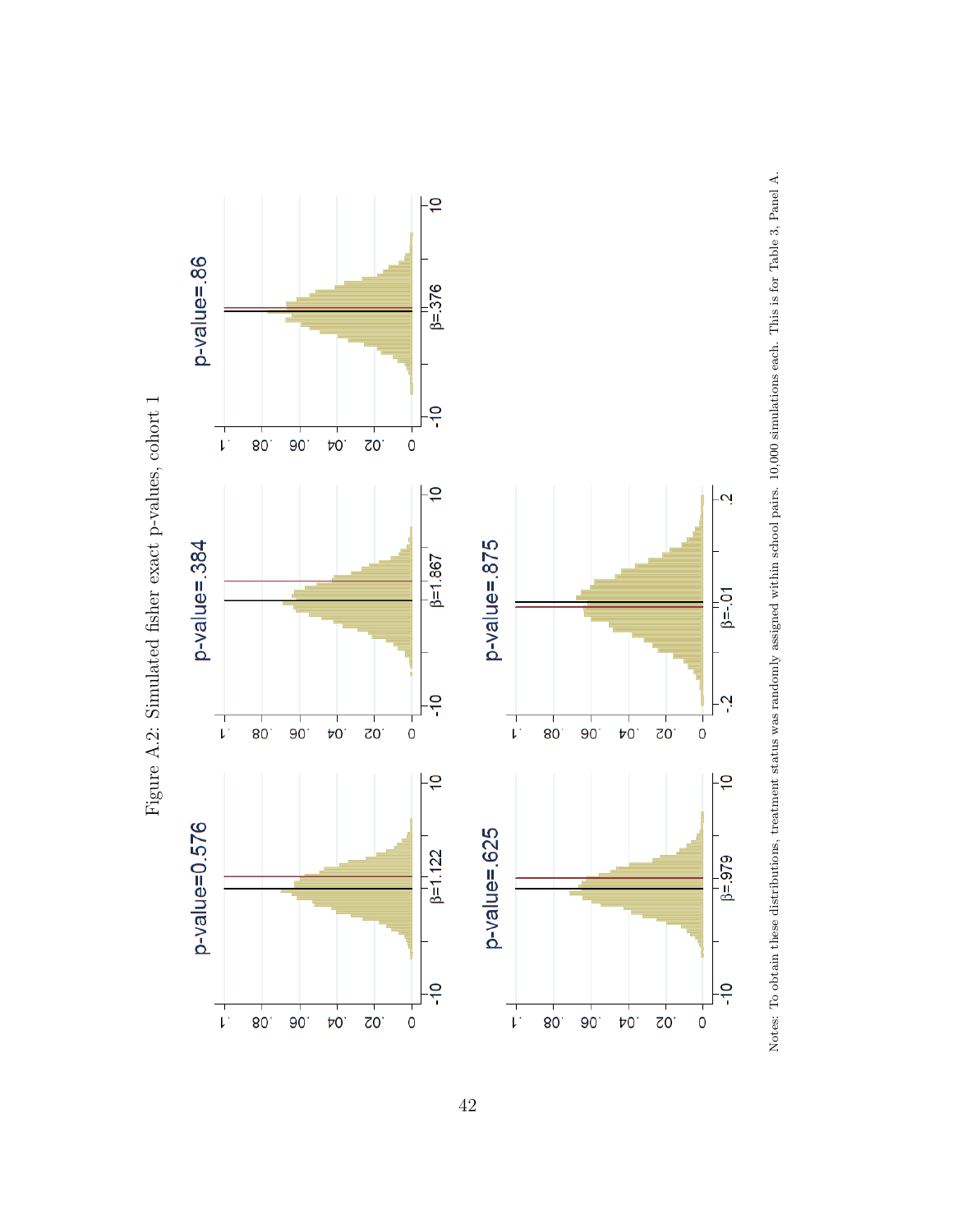Figure A.2: Simulated fisher exact p-values, cohort 1

p-value=0.576

$\beta$=1.122

p-value=.384

$\beta$=1.867

p-value=.86

$\beta$=.376

p-value=.625

$\beta$=.979

p-value=.875

$\beta$=-.01

Notes: To obtain these distributions, treatment status was randomly assigned within school pairs. 10,000 simulations each. This is for Table 3, Panel A.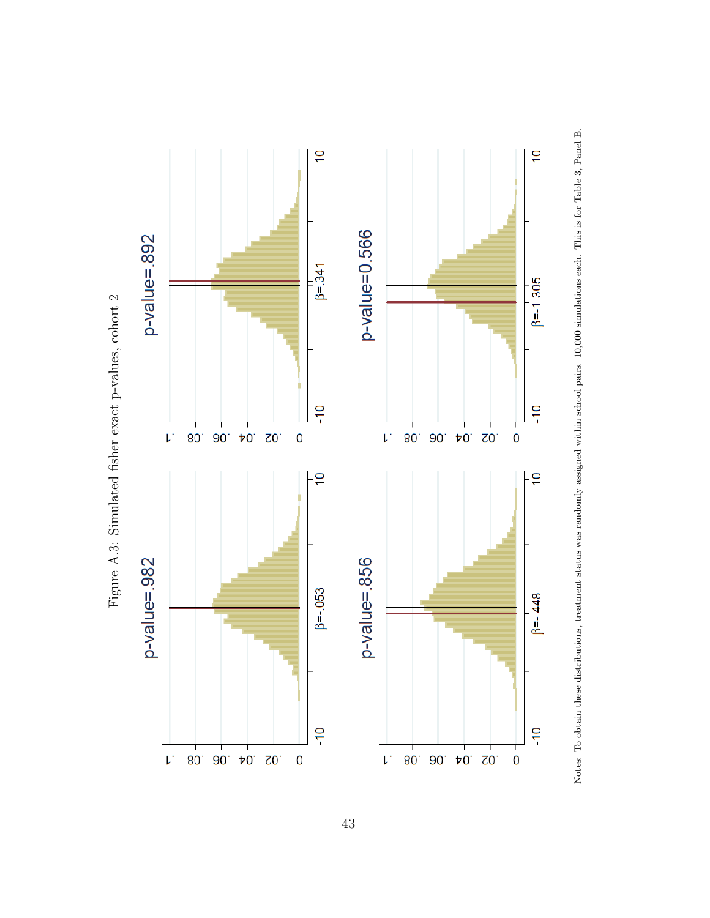Figure A.3: Simulated fisher exact p-values, cohort 2

p-value=.982

β=-.053

p-value=.892

β=.341

p-value=.856

β=-.448

p-value=0.566

β=-1.305

0
.02
.04
.06
.08
.1

-10
10

Notes: To obtain these distributions, treatment status was randomly assigned within school pairs. 10,000 simulations each. This is for Table 3, Panel B.